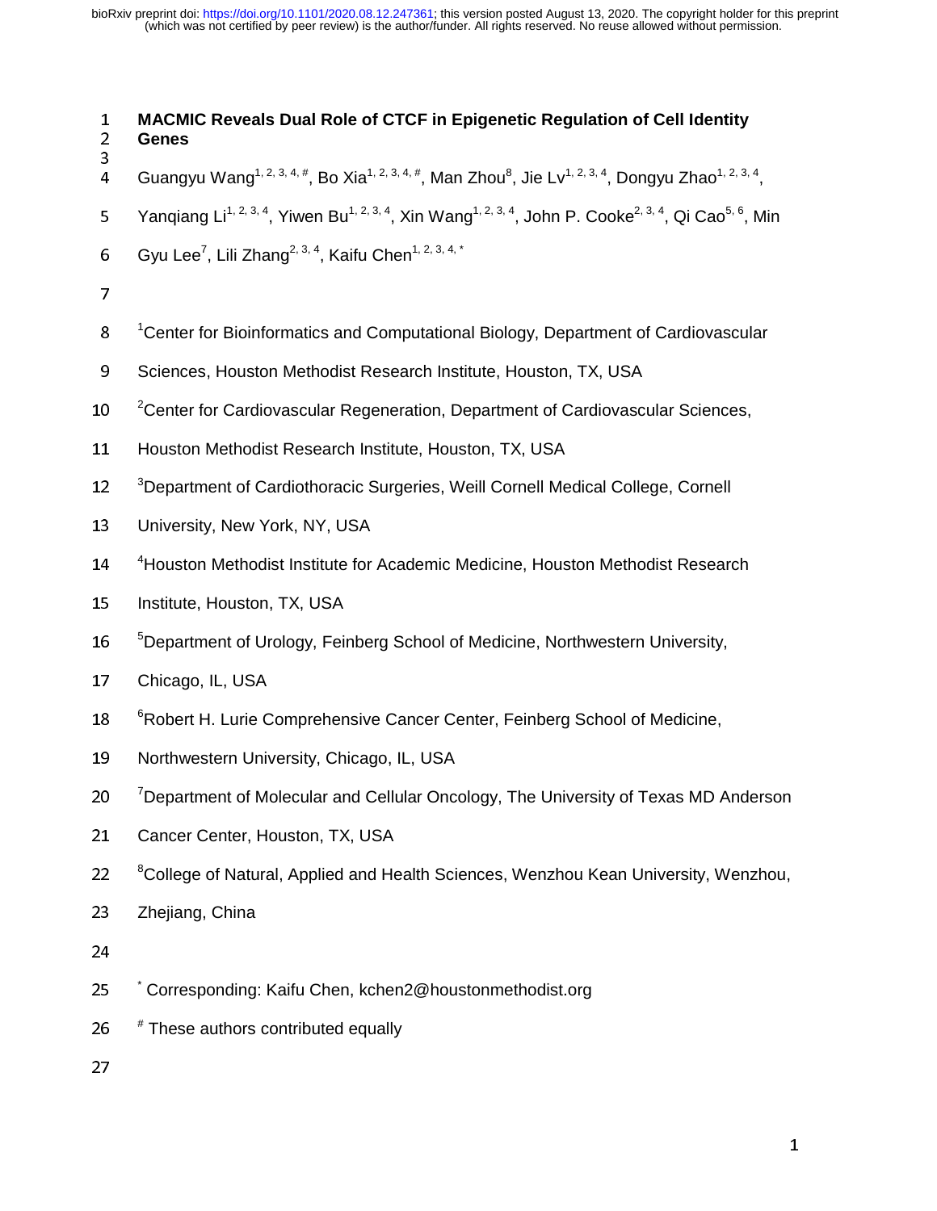# MACMIC Reveals Dual Role of CTCF in Epigenetic Regulation of Cell Identity Genes

Guangyu Wang[1, 2, 3, 4, #], Bo Xia[1, 2, 3, 4, #], Man Zhou[8], Jie Lv[1, 2, 3, 4], Dongyu Zhao[1, 2, 3, 4], Yanqiang Li[1, 2, 3, 4], Yiwen Bu[1, 2, 3, 4], Xin Wang[1, 2, 3, 4], John P. Cooke[2, 3, 4], Qi Cao[5, 6], Min Gyu Lee[7], Lili Zhang[2, 3, 4], Kaifu Chen[1, 2, 3, 4, *]

[1]Center for Bioinformatics and Computational Biology, Department of Cardiovascular Sciences, Houston Methodist Research Institute, Houston, TX, USA

[2]Center for Cardiovascular Regeneration, Department of Cardiovascular Sciences, Houston Methodist Research Institute, Houston, TX, USA

[3]Department of Cardiothoracic Surgeries, Weill Cornell Medical College, Cornell University, New York, NY, USA

[4]Houston Methodist Institute for Academic Medicine, Houston Methodist Research Institute, Houston, TX, USA

[5]Department of Urology, Feinberg School of Medicine, Northwestern University, Chicago, IL, USA

[6]Robert H. Lurie Comprehensive Cancer Center, Feinberg School of Medicine, Northwestern University, Chicago, IL, USA

[7]Department of Molecular and Cellular Oncology, The University of Texas MD Anderson Cancer Center, Houston, TX, USA

[8]College of Natural, Applied and Health Sciences, Wenzhou Kean University, Wenzhou, Zhejiang, China

[*] Corresponding: Kaifu Chen, kchen2@houstonmethodist.org

[#] These authors contributed equally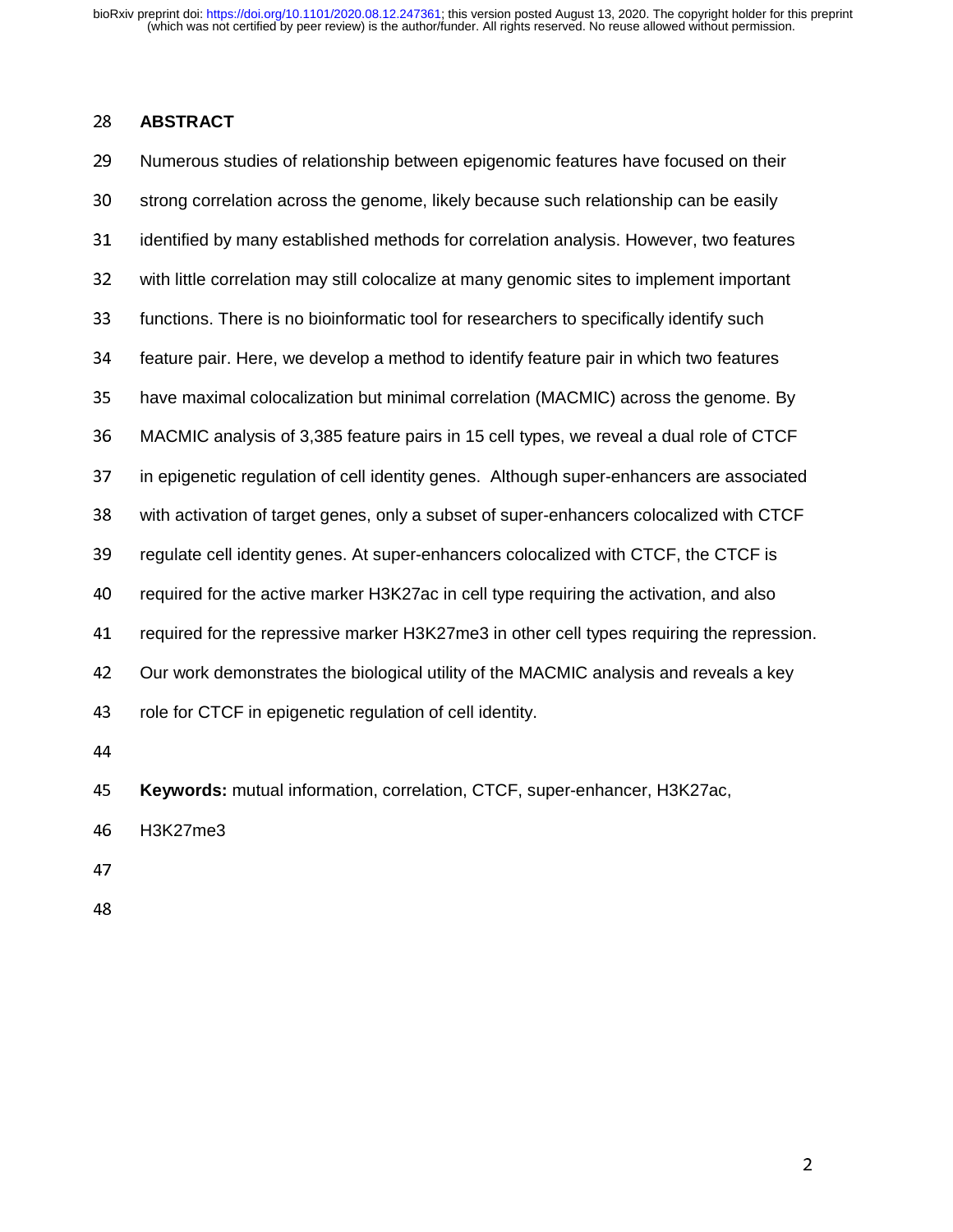## ABSTRACT

Numerous studies of relationship between epigenomic features have focused on their strong correlation across the genome, likely because such relationship can be easily identified by many established methods for correlation analysis. However, two features with little correlation may still colocalize at many genomic sites to implement important functions. There is no bioinformatic tool for researchers to specifically identify such feature pair. Here, we develop a method to identify feature pair in which two features have maximal colocalization but minimal correlation (MACMIC) across the genome. By MACMIC analysis of 3,385 feature pairs in 15 cell types, we reveal a dual role of CTCF in epigenetic regulation of cell identity genes.  Although super-enhancers are associated with activation of target genes, only a subset of super-enhancers colocalized with CTCF regulate cell identity genes. At super-enhancers colocalized with CTCF, the CTCF is required for the active marker H3K27ac in cell type requiring the activation, and also required for the repressive marker H3K27me3 in other cell types requiring the repression. Our work demonstrates the biological utility of the MACMIC analysis and reveals a key role for CTCF in epigenetic regulation of cell identity.

**Keywords:** mutual information, correlation, CTCF, super-enhancer, H3K27ac, H3K27me3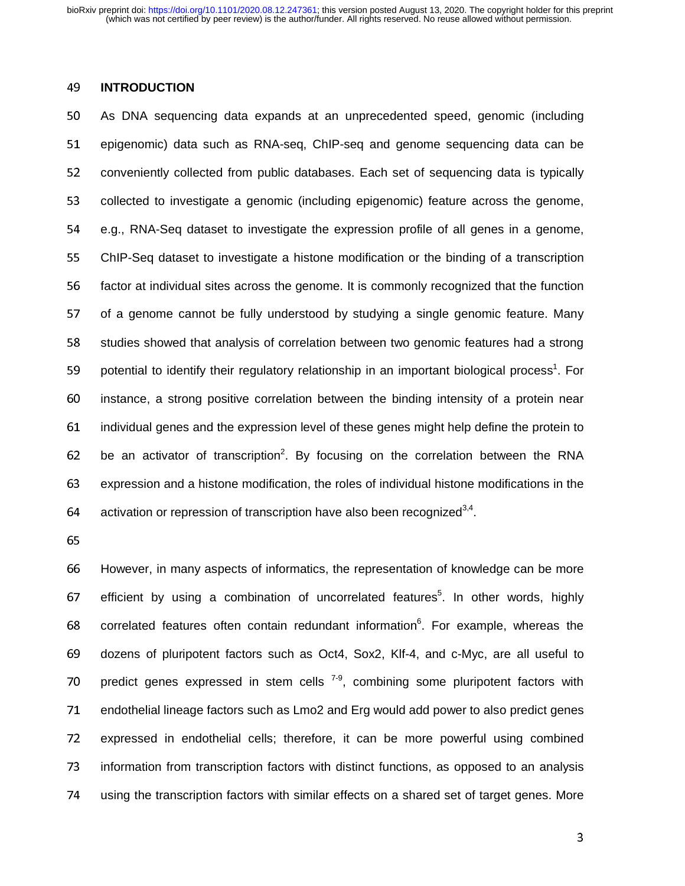## INTRODUCTION

As DNA sequencing data expands at an unprecedented speed, genomic (including epigenomic) data such as RNA-seq, ChIP-seq and genome sequencing data can be conveniently collected from public databases. Each set of sequencing data is typically collected to investigate a genomic (including epigenomic) feature across the genome, e.g., RNA-Seq dataset to investigate the expression profile of all genes in a genome, ChIP-Seq dataset to investigate a histone modification or the binding of a transcription factor at individual sites across the genome. It is commonly recognized that the function of a genome cannot be fully understood by studying a single genomic feature. Many studies showed that analysis of correlation between two genomic features had a strong potential to identify their regulatory relationship in an important biological process[1]. For instance, a strong positive correlation between the binding intensity of a protein near individual genes and the expression level of these genes might help define the protein to be an activator of transcription[2]. By focusing on the correlation between the RNA expression and a histone modification, the roles of individual histone modifications in the activation or repression of transcription have also been recognized[3,4].

However, in many aspects of informatics, the representation of knowledge can be more efficient by using a combination of uncorrelated features[5]. In other words, highly correlated features often contain redundant information[6]. For example, whereas the dozens of pluripotent factors such as Oct4, Sox2, Klf-4, and c-Myc, are all useful to predict genes expressed in stem cells [7-9], combining some pluripotent factors with endothelial lineage factors such as Lmo2 and Erg would add power to also predict genes expressed in endothelial cells; therefore, it can be more powerful using combined information from transcription factors with distinct functions, as opposed to an analysis using the transcription factors with similar effects on a shared set of target genes. More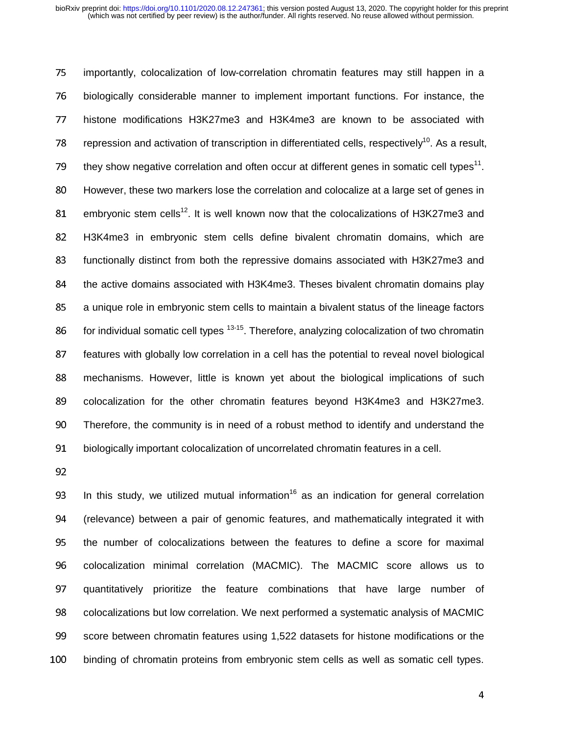importantly, colocalization of low-correlation chromatin features may still happen in a biologically considerable manner to implement important functions. For instance, the histone modifications H3K27me3 and H3K4me3 are known to be associated with repression and activation of transcription in differentiated cells, respectively[10]. As a result, they show negative correlation and often occur at different genes in somatic cell types[11]. However, these two markers lose the correlation and colocalize at a large set of genes in embryonic stem cells[12]. It is well known now that the colocalizations of H3K27me3 and H3K4me3 in embryonic stem cells define bivalent chromatin domains, which are functionally distinct from both the repressive domains associated with H3K27me3 and the active domains associated with H3K4me3. Theses bivalent chromatin domains play a unique role in embryonic stem cells to maintain a bivalent status of the lineage factors for individual somatic cell types [13-15]. Therefore, analyzing colocalization of two chromatin features with globally low correlation in a cell has the potential to reveal novel biological mechanisms. However, little is known yet about the biological implications of such colocalization for the other chromatin features beyond H3K4me3 and H3K27me3. Therefore, the community is in need of a robust method to identify and understand the biologically important colocalization of uncorrelated chromatin features in a cell.

In this study, we utilized mutual information[16] as an indication for general correlation (relevance) between a pair of genomic features, and mathematically integrated it with the number of colocalizations between the features to define a score for maximal colocalization minimal correlation (MACMIC). The MACMIC score allows us to quantitatively prioritize the feature combinations that have large number of colocalizations but low correlation. We next performed a systematic analysis of MACMIC score between chromatin features using 1,522 datasets for histone modifications or the binding of chromatin proteins from embryonic stem cells as well as somatic cell types.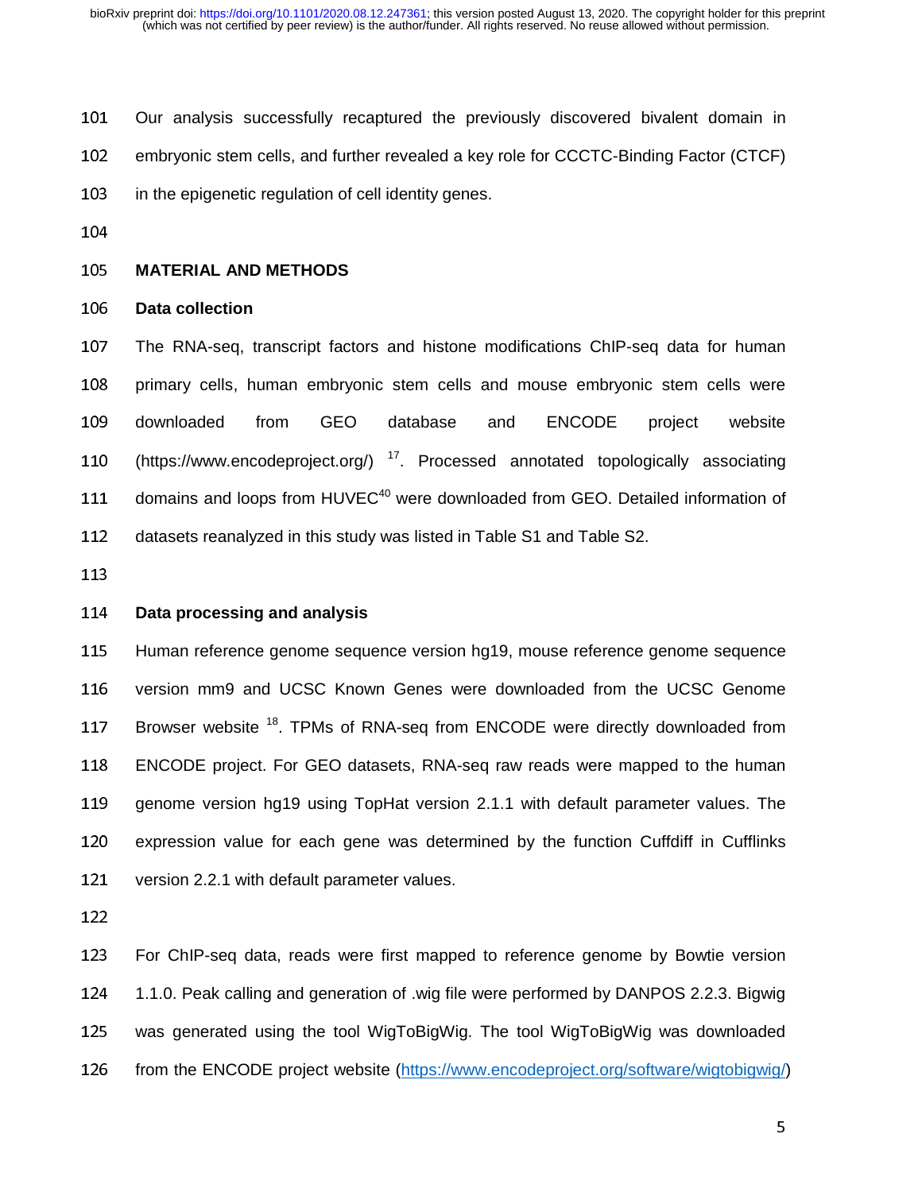Our analysis successfully recaptured the previously discovered bivalent domain in embryonic stem cells, and further revealed a key role for CCCTC-Binding Factor (CTCF) in the epigenetic regulation of cell identity genes.

## MATERIAL AND METHODS

### Data collection

The RNA-seq, transcript factors and histone modifications ChIP-seq data for human primary cells, human embryonic stem cells and mouse embryonic stem cells were downloaded from GEO database and ENCODE project website (https://www.encodeproject.org/) [17]. Processed annotated topologically associating domains and loops from HUVEC[40] were downloaded from GEO. Detailed information of datasets reanalyzed in this study was listed in Table S1 and Table S2.

### Data processing and analysis

Human reference genome sequence version hg19, mouse reference genome sequence version mm9 and UCSC Known Genes were downloaded from the UCSC Genome Browser website [18]. TPMs of RNA-seq from ENCODE were directly downloaded from ENCODE project. For GEO datasets, RNA-seq raw reads were mapped to the human genome version hg19 using TopHat version 2.1.1 with default parameter values. The expression value for each gene was determined by the function Cuffdiff in Cufflinks version 2.2.1 with default parameter values.

For ChIP-seq data, reads were first mapped to reference genome by Bowtie version 1.1.0. Peak calling and generation of .wig file were performed by DANPOS 2.2.3. Bigwig was generated using the tool WigToBigWig. The tool WigToBigWig was downloaded from the ENCODE project website (https://www.encodeproject.org/software/wigtobigwig/)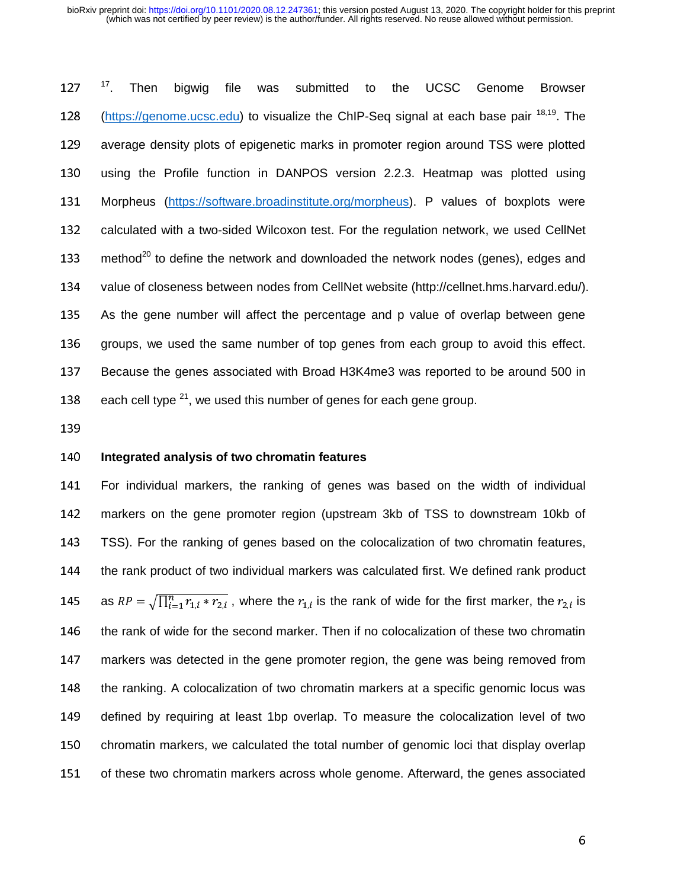[17]. Then bigwig file was submitted to the UCSC Genome Browser (https://genome.ucsc.edu) to visualize the ChIP-Seq signal at each base pair [18,19]. The average density plots of epigenetic marks in promoter region around TSS were plotted using the Profile function in DANPOS version 2.2.3. Heatmap was plotted using Morpheus (https://software.broadinstitute.org/morpheus). P values of boxplots were calculated with a two-sided Wilcoxon test. For the regulation network, we used CellNet method[20] to define the network and downloaded the network nodes (genes), edges and value of closeness between nodes from CellNet website (http://cellnet.hms.harvard.edu/). As the gene number will affect the percentage and p value of overlap between gene groups, we used the same number of top genes from each group to avoid this effect. Because the genes associated with Broad H3K4me3 was reported to be around 500 in each cell type [21], we used this number of genes for each gene group.

**Integrated analysis of two chromatin features**

For individual markers, the ranking of genes was based on the width of individual markers on the gene promoter region (upstream 3kb of TSS to downstream 10kb of TSS). For the ranking of genes based on the colocalization of two chromatin features, the rank product of two individual markers was calculated first. We defined rank product as $RP = \sqrt{\prod_{i=1}^{n} r_{1,i} * r_{2,i}}$ , where the $r_{1,i}$ is the rank of wide for the first marker, the $r_{2,i}$ is the rank of wide for the second marker. Then if no colocalization of these two chromatin markers was detected in the gene promoter region, the gene was being removed from the ranking. A colocalization of two chromatin markers at a specific genomic locus was defined by requiring at least 1bp overlap. To measure the colocalization level of two chromatin markers, we calculated the total number of genomic loci that display overlap of these two chromatin markers across whole genome. Afterward, the genes associated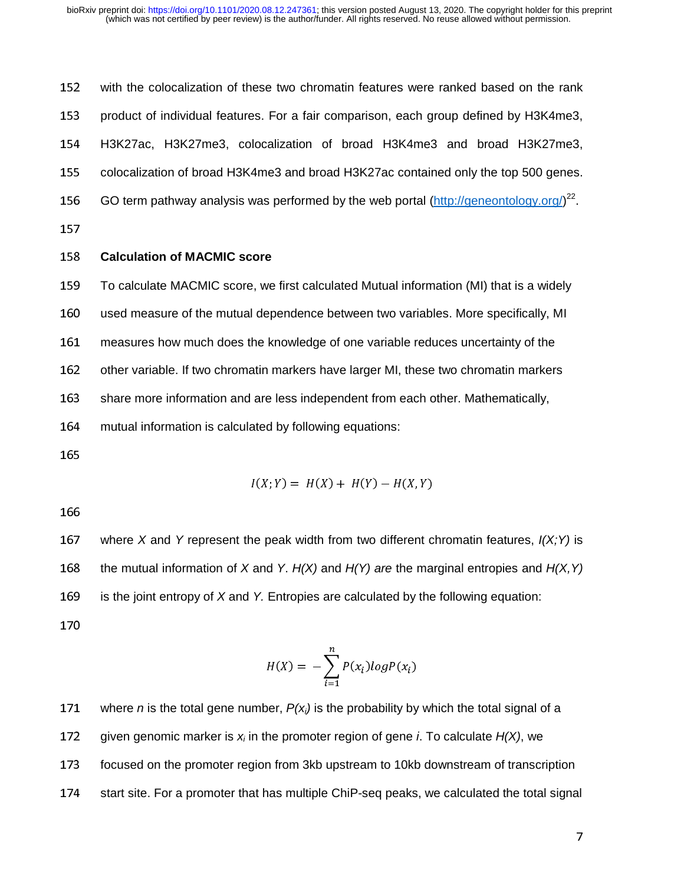with the colocalization of these two chromatin features were ranked based on the rank product of individual features. For a fair comparison, each group defined by H3K4me3, H3K27ac, H3K27me3, colocalization of broad H3K4me3 and broad H3K27me3, colocalization of broad H3K4me3 and broad H3K27ac contained only the top 500 genes. GO term pathway analysis was performed by the web portal (http://geneontology.org/)[22].

### Calculation of MACMIC score

To calculate MACMIC score, we first calculated Mutual information (MI) that is a widely used measure of the mutual dependence between two variables. More specifically, MI measures how much does the knowledge of one variable reduces uncertainty of the other variable. If two chromatin markers have larger MI, these two chromatin markers share more information and are less independent from each other. Mathematically, mutual information is calculated by following equations:

$$I(X;Y) = H(X) + H(Y) - H(X,Y)$$

where *X* and *Y* represent the peak width from two different chromatin features, *I(X;Y)* is the mutual information of *X* and *Y*. *H(X)* and *H(Y) are* the marginal entropies and *H(X,Y)* is the joint entropy of *X* and *Y.* Entropies are calculated by the following equation:

$$H(X) = -\sum_{i=1}^{n} P(x_i) log P(x_i)$$

where *n* is the total gene number, $P(x_i)$ is the probability by which the total signal of a given genomic marker is $x_i$ in the promoter region of gene *i*. To calculate *H(X)*, we focused on the promoter region from 3kb upstream to 10kb downstream of transcription start site. For a promoter that has multiple ChiP-seq peaks, we calculated the total signal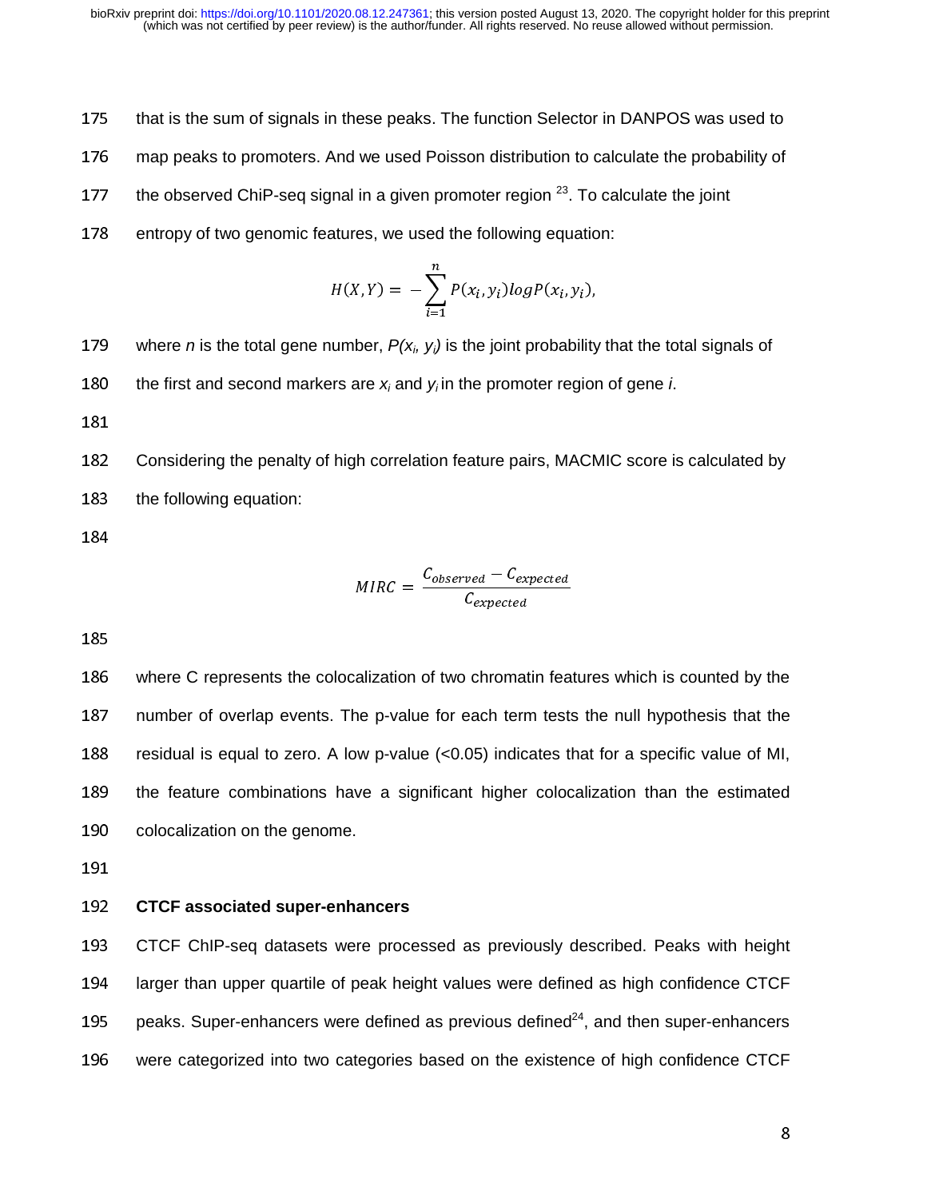that is the sum of signals in these peaks. The function Selector in DANPOS was used to map peaks to promoters. And we used Poisson distribution to calculate the probability of the observed ChiP-seq signal in a given promoter region [23]. To calculate the joint entropy of two genomic features, we used the following equation:

$$H(X,Y) = -\sum_{i=1}^{n} P(x_i, y_i) log P(x_i, y_i),$$

where $n$ is the total gene number, $P(x_i, y_i)$ is the joint probability that the total signals of the first and second markers are $x_i$ and $y_i$ in the promoter region of gene $i$.

Considering the penalty of high correlation feature pairs, MACMIC score is calculated by the following equation:

$$MIRC = \frac{C_{observed} - C_{expected}}{C_{expected}}$$

where C represents the colocalization of two chromatin features which is counted by the number of overlap events. The p-value for each term tests the null hypothesis that the residual is equal to zero. A low p-value (<0.05) indicates that for a specific value of MI, the feature combinations have a significant higher colocalization than the estimated colocalization on the genome.

**CTCF associated super-enhancers**

CTCF ChIP-seq datasets were processed as previously described. Peaks with height larger than upper quartile of peak height values were defined as high confidence CTCF peaks. Super-enhancers were defined as previous defined[24], and then super-enhancers were categorized into two categories based on the existence of high confidence CTCF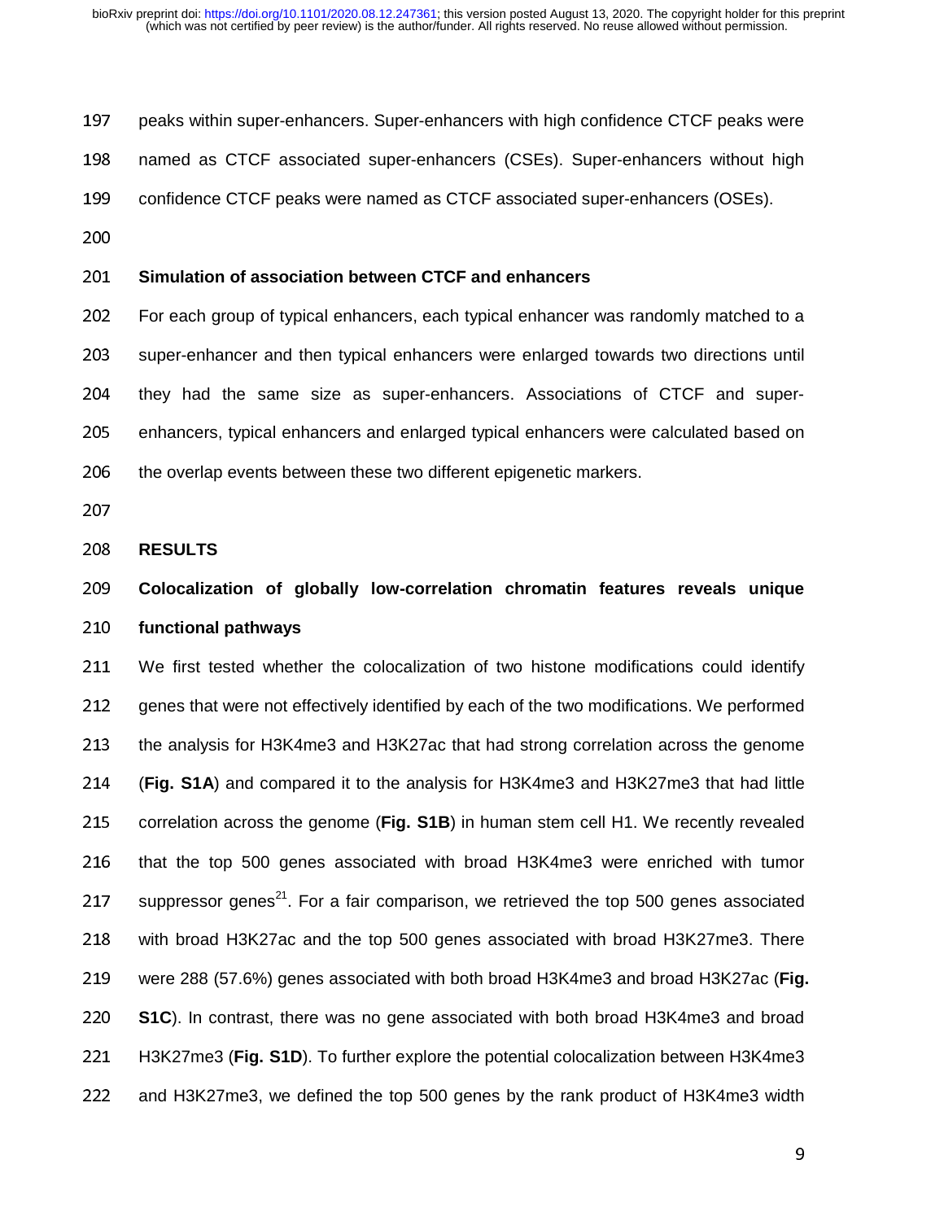peaks within super-enhancers. Super-enhancers with high confidence CTCF peaks were named as CTCF associated super-enhancers (CSEs). Super-enhancers without high confidence CTCF peaks were named as CTCF associated super-enhancers (OSEs).

**Simulation of association between CTCF and enhancers**

For each group of typical enhancers, each typical enhancer was randomly matched to a super-enhancer and then typical enhancers were enlarged towards two directions until they had the same size as super-enhancers. Associations of CTCF and super-enhancers, typical enhancers and enlarged typical enhancers were calculated based on the overlap events between these two different epigenetic markers.

## RESULTS

### Colocalization of globally low-correlation chromatin features reveals unique functional pathways

We first tested whether the colocalization of two histone modifications could identify genes that were not effectively identified by each of the two modifications. We performed the analysis for H3K4me3 and H3K27ac that had strong correlation across the genome (**Fig. S1A**) and compared it to the analysis for H3K4me3 and H3K27me3 that had little correlation across the genome (**Fig. S1B**) in human stem cell H1. We recently revealed that the top 500 genes associated with broad H3K4me3 were enriched with tumor suppressor genes[21]. For a fair comparison, we retrieved the top 500 genes associated with broad H3K27ac and the top 500 genes associated with broad H3K27me3. There were 288 (57.6%) genes associated with both broad H3K4me3 and broad H3K27ac (**Fig. S1C**). In contrast, there was no gene associated with both broad H3K4me3 and broad H3K27me3 (**Fig. S1D**). To further explore the potential colocalization between H3K4me3 and H3K27me3, we defined the top 500 genes by the rank product of H3K4me3 width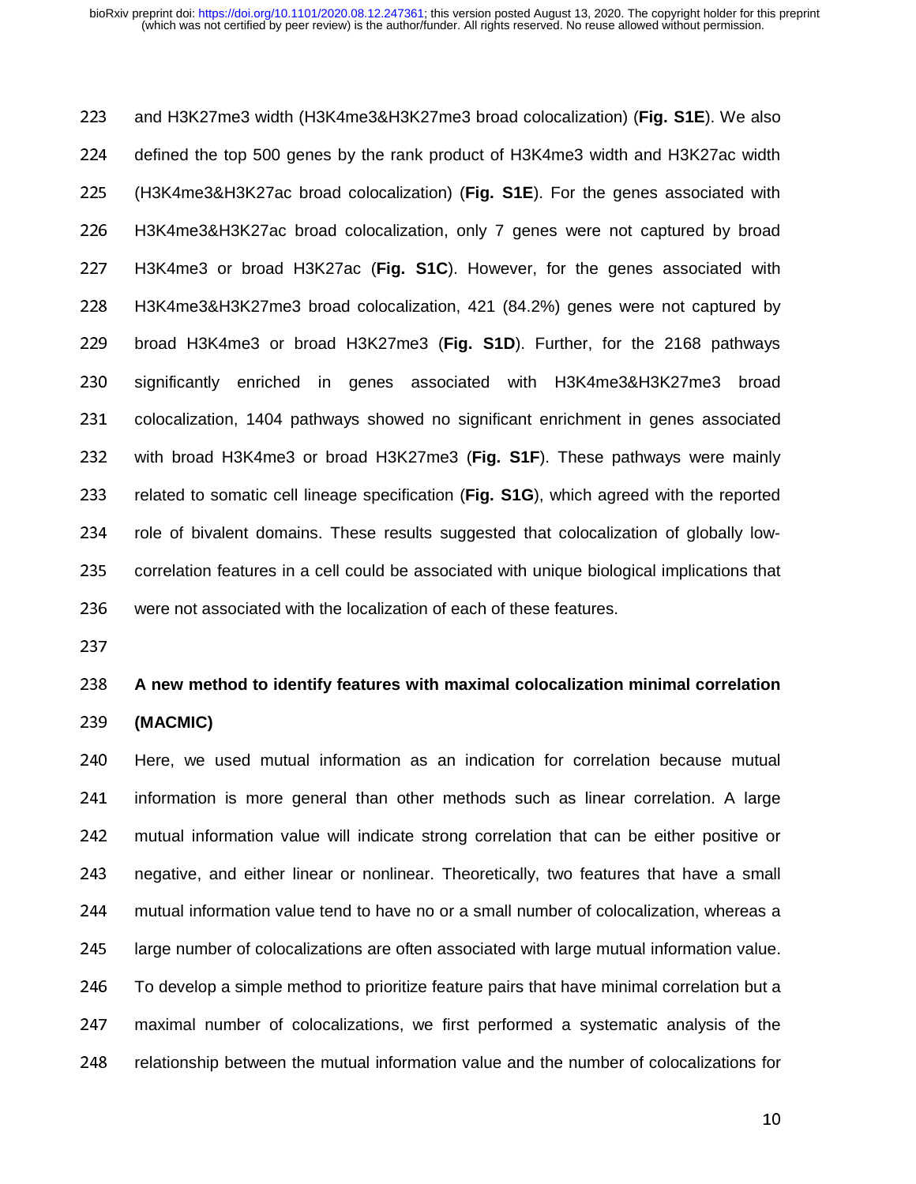and H3K27me3 width (H3K4me3&H3K27me3 broad colocalization) (**Fig. S1E**). We also defined the top 500 genes by the rank product of H3K4me3 width and H3K27ac width (H3K4me3&H3K27ac broad colocalization) (**Fig. S1E**). For the genes associated with H3K4me3&H3K27ac broad colocalization, only 7 genes were not captured by broad H3K4me3 or broad H3K27ac (**Fig. S1C**). However, for the genes associated with H3K4me3&H3K27me3 broad colocalization, 421 (84.2%) genes were not captured by broad H3K4me3 or broad H3K27me3 (**Fig. S1D**). Further, for the 2168 pathways significantly enriched in genes associated with H3K4me3&H3K27me3 broad colocalization, 1404 pathways showed no significant enrichment in genes associated with broad H3K4me3 or broad H3K27me3 (**Fig. S1F**). These pathways were mainly related to somatic cell lineage specification (**Fig. S1G**), which agreed with the reported role of bivalent domains. These results suggested that colocalization of globally low-correlation features in a cell could be associated with unique biological implications that were not associated with the localization of each of these features.

## A new method to identify features with maximal colocalization minimal correlation (MACMIC)

Here, we used mutual information as an indication for correlation because mutual information is more general than other methods such as linear correlation. A large mutual information value will indicate strong correlation that can be either positive or negative, and either linear or nonlinear. Theoretically, two features that have a small mutual information value tend to have no or a small number of colocalization, whereas a large number of colocalizations are often associated with large mutual information value. To develop a simple method to prioritize feature pairs that have minimal correlation but a maximal number of colocalizations, we first performed a systematic analysis of the relationship between the mutual information value and the number of colocalizations for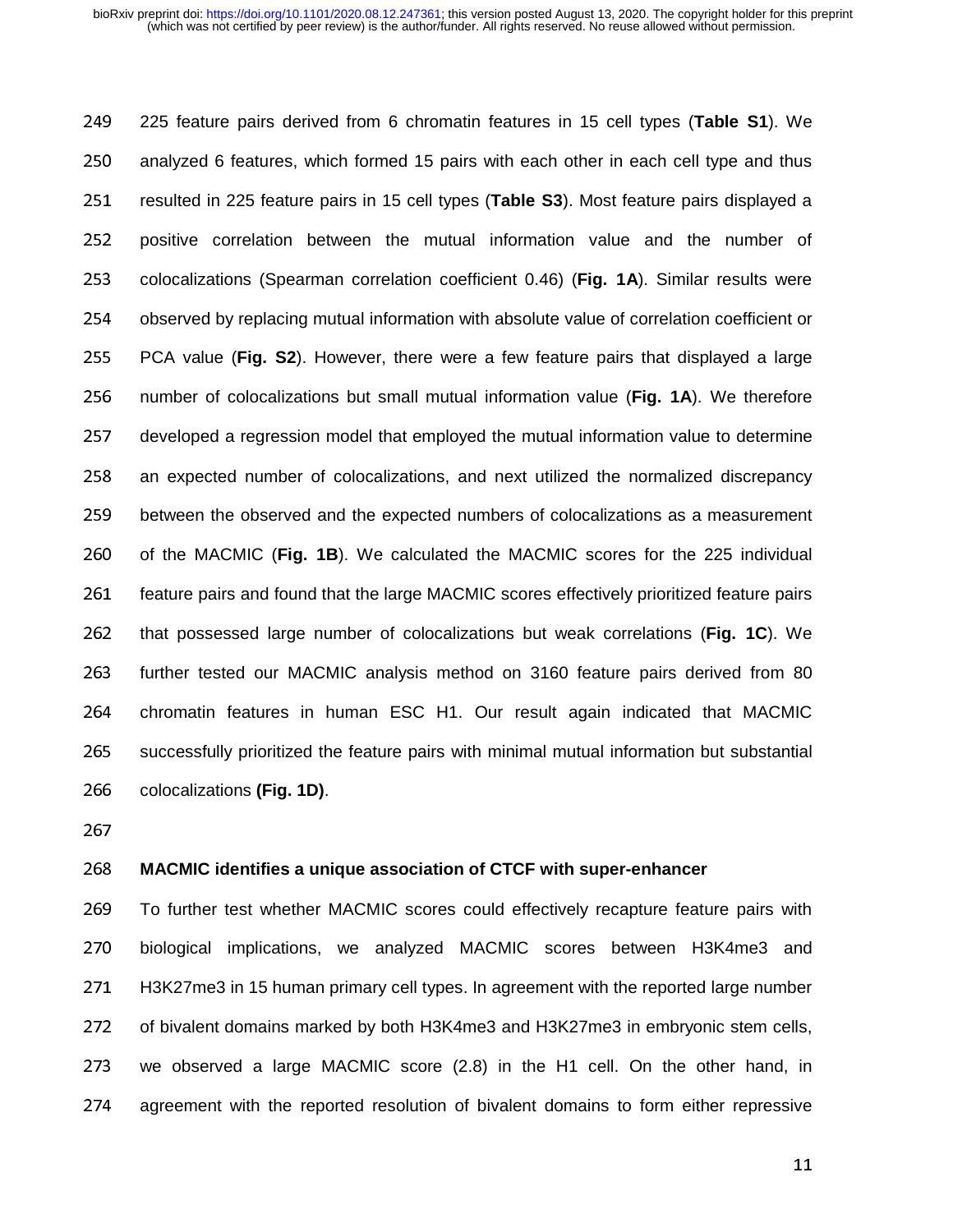225 feature pairs derived from 6 chromatin features in 15 cell types (**Table S1**). We analyzed 6 features, which formed 15 pairs with each other in each cell type and thus resulted in 225 feature pairs in 15 cell types (**Table S3**). Most feature pairs displayed a positive correlation between the mutual information value and the number of colocalizations (Spearman correlation coefficient 0.46) (**Fig. 1A**). Similar results were observed by replacing mutual information with absolute value of correlation coefficient or PCA value (**Fig. S2**). However, there were a few feature pairs that displayed a large number of colocalizations but small mutual information value (**Fig. 1A**). We therefore developed a regression model that employed the mutual information value to determine an expected number of colocalizations, and next utilized the normalized discrepancy between the observed and the expected numbers of colocalizations as a measurement of the MACMIC (**Fig. 1B**). We calculated the MACMIC scores for the 225 individual feature pairs and found that the large MACMIC scores effectively prioritized feature pairs that possessed large number of colocalizations but weak correlations (**Fig. 1C**). We further tested our MACMIC analysis method on 3160 feature pairs derived from 80 chromatin features in human ESC H1. Our result again indicated that MACMIC successfully prioritized the feature pairs with minimal mutual information but substantial colocalizations **(Fig. 1D)**.

### MACMIC identifies a unique association of CTCF with super-enhancer

To further test whether MACMIC scores could effectively recapture feature pairs with biological implications, we analyzed MACMIC scores between H3K4me3 and H3K27me3 in 15 human primary cell types. In agreement with the reported large number of bivalent domains marked by both H3K4me3 and H3K27me3 in embryonic stem cells, we observed a large MACMIC score (2.8) in the H1 cell. On the other hand, in agreement with the reported resolution of bivalent domains to form either repressive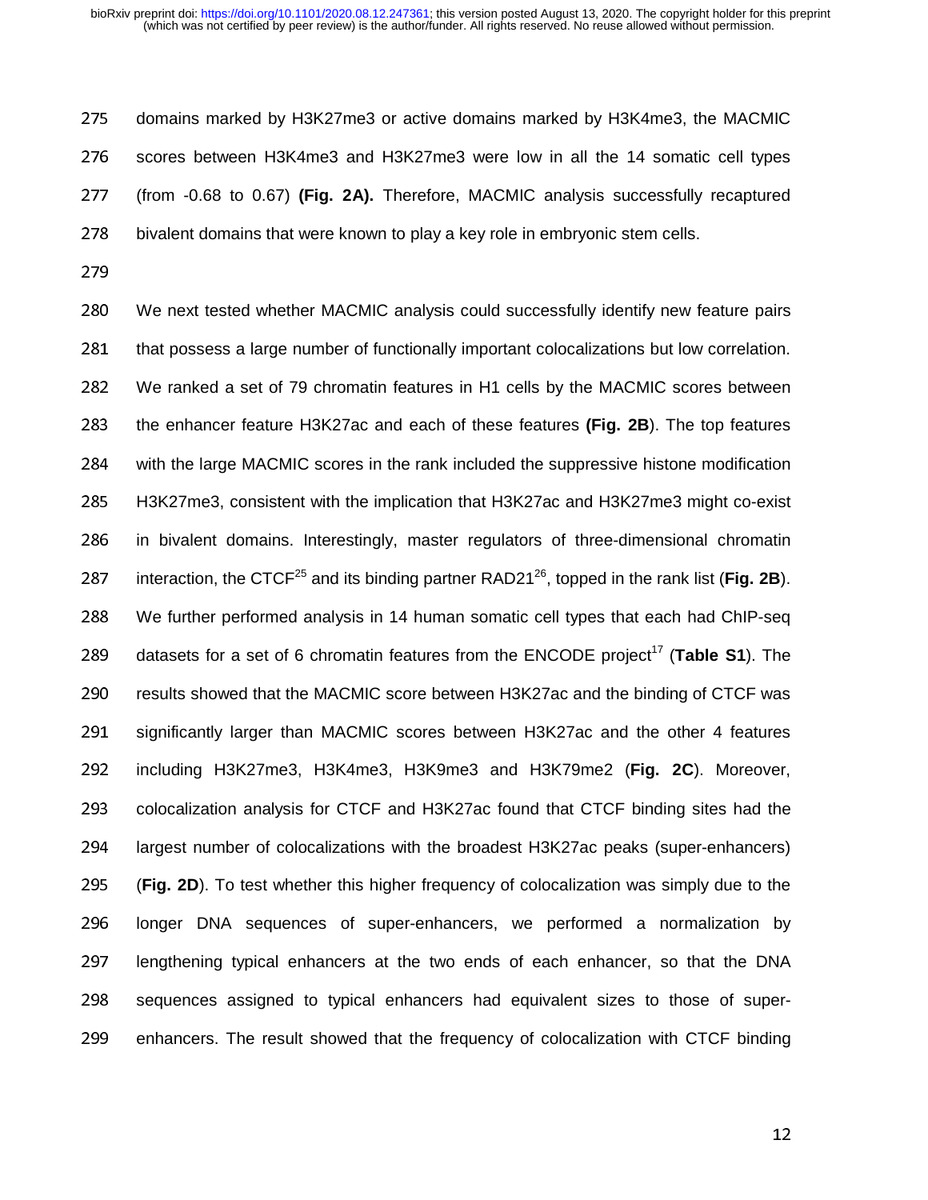domains marked by H3K27me3 or active domains marked by H3K4me3, the MACMIC scores between H3K4me3 and H3K27me3 were low in all the 14 somatic cell types (from -0.68 to 0.67) **(Fig. 2A).** Therefore, MACMIC analysis successfully recaptured bivalent domains that were known to play a key role in embryonic stem cells.

We next tested whether MACMIC analysis could successfully identify new feature pairs that possess a large number of functionally important colocalizations but low correlation. We ranked a set of 79 chromatin features in H1 cells by the MACMIC scores between the enhancer feature H3K27ac and each of these features **(Fig. 2B**). The top features with the large MACMIC scores in the rank included the suppressive histone modification H3K27me3, consistent with the implication that H3K27ac and H3K27me3 might co-exist in bivalent domains. Interestingly, master regulators of three-dimensional chromatin interaction, the CTCF[25] and its binding partner RAD21[26], topped in the rank list (**Fig. 2B**). We further performed analysis in 14 human somatic cell types that each had ChIP-seq datasets for a set of 6 chromatin features from the ENCODE project[17] (**Table S1**). The results showed that the MACMIC score between H3K27ac and the binding of CTCF was significantly larger than MACMIC scores between H3K27ac and the other 4 features including H3K27me3, H3K4me3, H3K9me3 and H3K79me2 (**Fig. 2C**). Moreover, colocalization analysis for CTCF and H3K27ac found that CTCF binding sites had the largest number of colocalizations with the broadest H3K27ac peaks (super-enhancers) (**Fig. 2D**). To test whether this higher frequency of colocalization was simply due to the longer DNA sequences of super-enhancers, we performed a normalization by lengthening typical enhancers at the two ends of each enhancer, so that the DNA sequences assigned to typical enhancers had equivalent sizes to those of super-enhancers. The result showed that the frequency of colocalization with CTCF binding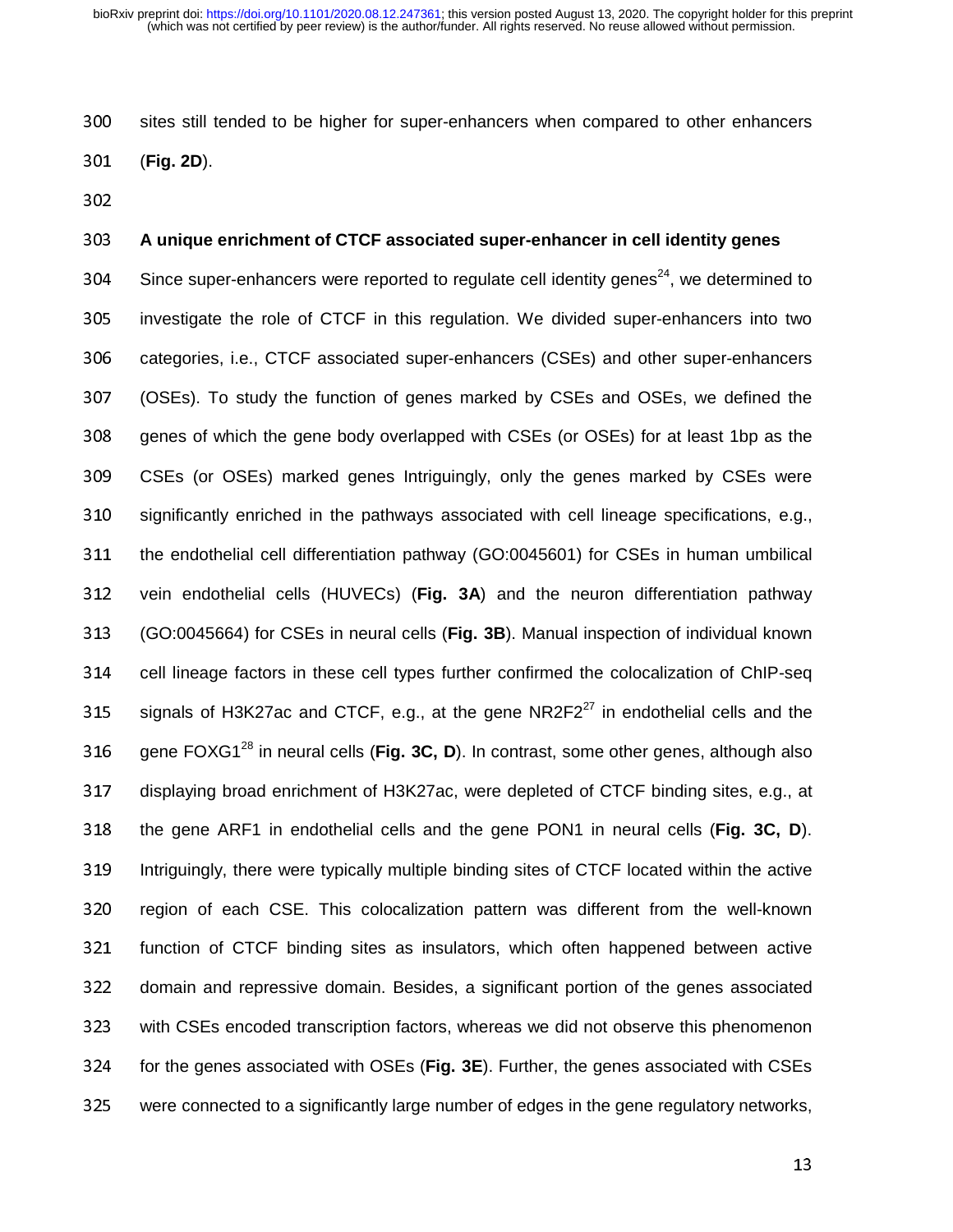sites still tended to be higher for super-enhancers when compared to other enhancers (**Fig. 2D**).

### A unique enrichment of CTCF associated super-enhancer in cell identity genes

Since super-enhancers were reported to regulate cell identity genes[24], we determined to investigate the role of CTCF in this regulation. We divided super-enhancers into two categories, i.e., CTCF associated super-enhancers (CSEs) and other super-enhancers (OSEs). To study the function of genes marked by CSEs and OSEs, we defined the genes of which the gene body overlapped with CSEs (or OSEs) for at least 1bp as the CSEs (or OSEs) marked genes Intriguingly, only the genes marked by CSEs were significantly enriched in the pathways associated with cell lineage specifications, e.g., the endothelial cell differentiation pathway (GO:0045601) for CSEs in human umbilical vein endothelial cells (HUVECs) (**Fig. 3A**) and the neuron differentiation pathway (GO:0045664) for CSEs in neural cells (**Fig. 3B**). Manual inspection of individual known cell lineage factors in these cell types further confirmed the colocalization of ChIP-seq signals of H3K27ac and CTCF, e.g., at the gene NR2F2[27] in endothelial cells and the gene FOXG1[28] in neural cells (**Fig. 3C, D**). In contrast, some other genes, although also displaying broad enrichment of H3K27ac, were depleted of CTCF binding sites, e.g., at the gene ARF1 in endothelial cells and the gene PON1 in neural cells (**Fig. 3C, D**). Intriguingly, there were typically multiple binding sites of CTCF located within the active region of each CSE. This colocalization pattern was different from the well-known function of CTCF binding sites as insulators, which often happened between active domain and repressive domain. Besides, a significant portion of the genes associated with CSEs encoded transcription factors, whereas we did not observe this phenomenon for the genes associated with OSEs (**Fig. 3E**). Further, the genes associated with CSEs were connected to a significantly large number of edges in the gene regulatory networks,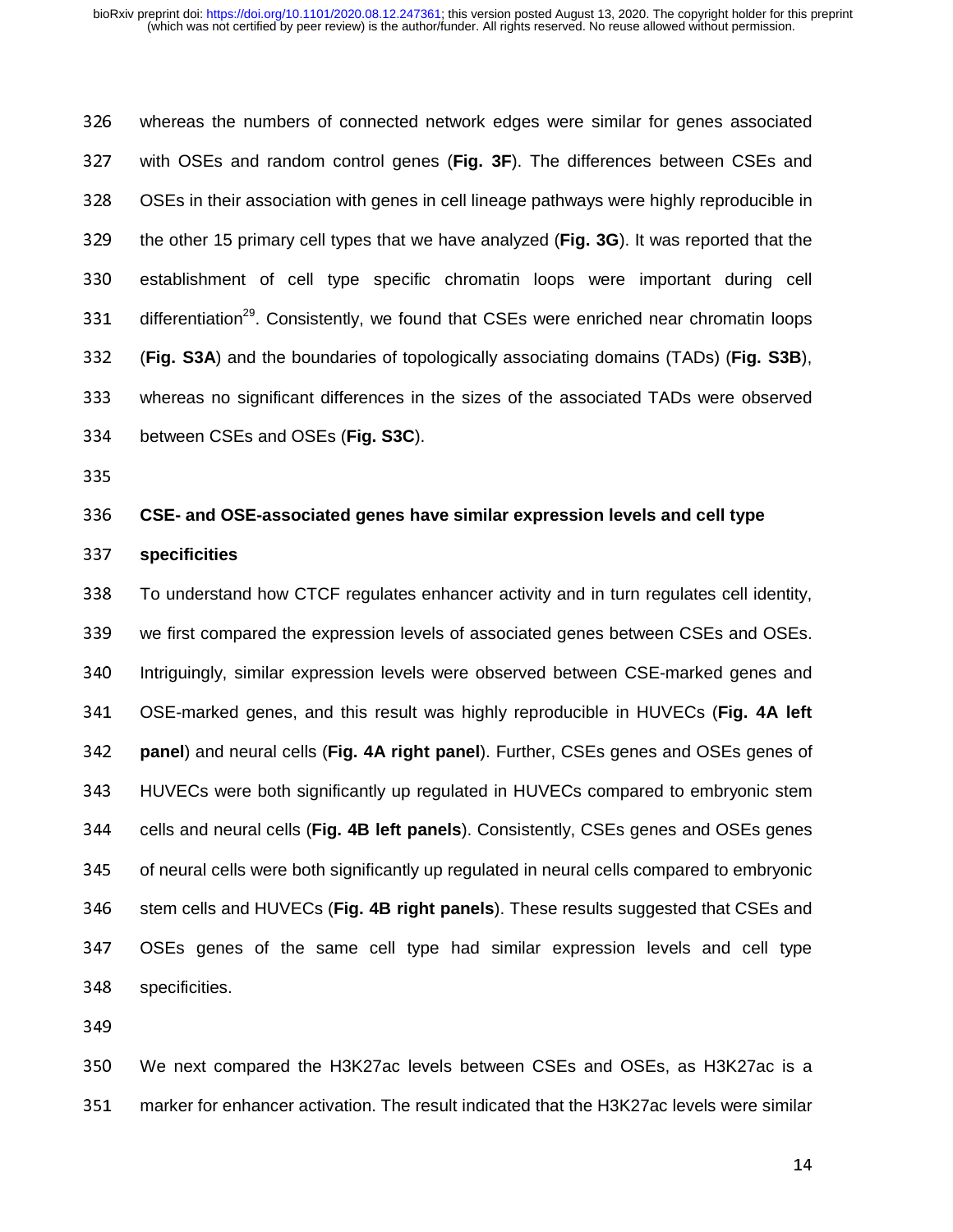whereas the numbers of connected network edges were similar for genes associated with OSEs and random control genes (**Fig. 3F**). The differences between CSEs and OSEs in their association with genes in cell lineage pathways were highly reproducible in the other 15 primary cell types that we have analyzed (**Fig. 3G**). It was reported that the establishment of cell type specific chromatin loops were important during cell differentiation[29]. Consistently, we found that CSEs were enriched near chromatin loops (**Fig. S3A**) and the boundaries of topologically associating domains (TADs) (**Fig. S3B**), whereas no significant differences in the sizes of the associated TADs were observed between CSEs and OSEs (**Fig. S3C**).

**CSE- and OSE-associated genes have similar expression levels and cell type specificities**

To understand how CTCF regulates enhancer activity and in turn regulates cell identity, we first compared the expression levels of associated genes between CSEs and OSEs. Intriguingly, similar expression levels were observed between CSE-marked genes and OSE-marked genes, and this result was highly reproducible in HUVECs (**Fig. 4A left panel**) and neural cells (**Fig. 4A right panel**). Further, CSEs genes and OSEs genes of HUVECs were both significantly up regulated in HUVECs compared to embryonic stem cells and neural cells (**Fig. 4B left panels**). Consistently, CSEs genes and OSEs genes of neural cells were both significantly up regulated in neural cells compared to embryonic stem cells and HUVECs (**Fig. 4B right panels**). These results suggested that CSEs and OSEs genes of the same cell type had similar expression levels and cell type specificities.

We next compared the H3K27ac levels between CSEs and OSEs, as H3K27ac is a marker for enhancer activation. The result indicated that the H3K27ac levels were similar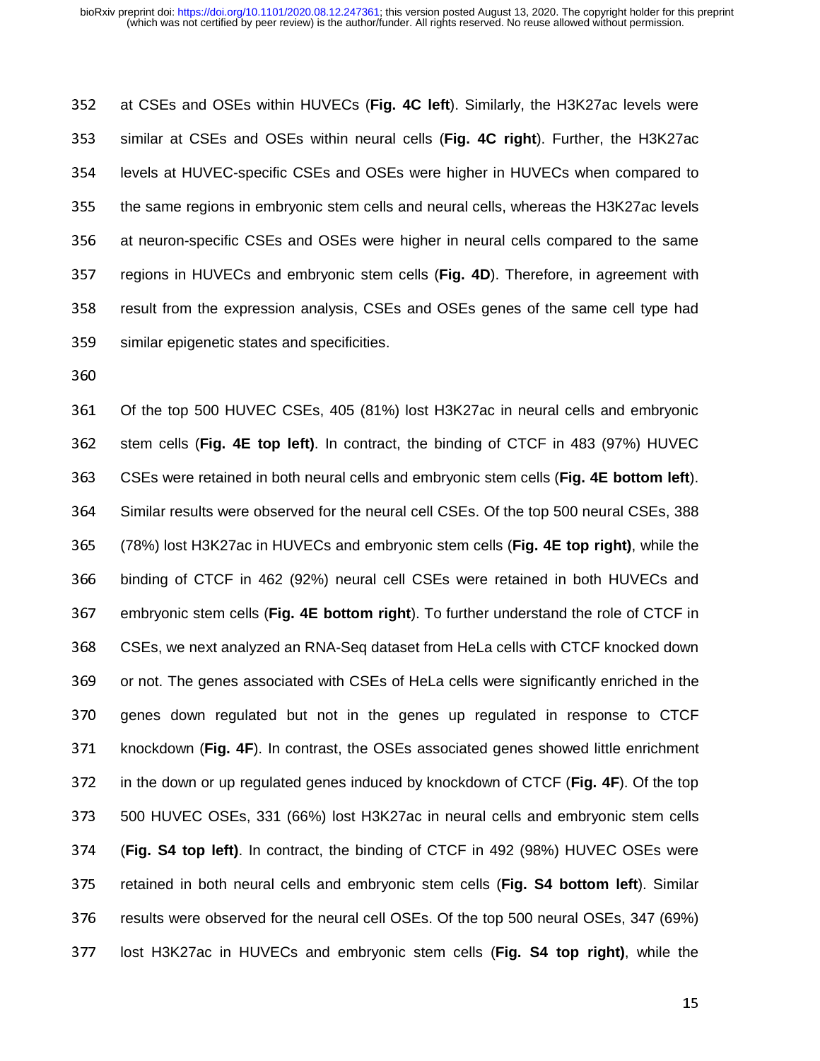at CSEs and OSEs within HUVECs (**Fig. 4C left**). Similarly, the H3K27ac levels were similar at CSEs and OSEs within neural cells (**Fig. 4C right**). Further, the H3K27ac levels at HUVEC-specific CSEs and OSEs were higher in HUVECs when compared to the same regions in embryonic stem cells and neural cells, whereas the H3K27ac levels at neuron-specific CSEs and OSEs were higher in neural cells compared to the same regions in HUVECs and embryonic stem cells (**Fig. 4D**). Therefore, in agreement with result from the expression analysis, CSEs and OSEs genes of the same cell type had similar epigenetic states and specificities.

Of the top 500 HUVEC CSEs, 405 (81%) lost H3K27ac in neural cells and embryonic stem cells (**Fig. 4E top left)**. In contract, the binding of CTCF in 483 (97%) HUVEC CSEs were retained in both neural cells and embryonic stem cells (**Fig. 4E bottom left**). Similar results were observed for the neural cell CSEs. Of the top 500 neural CSEs, 388 (78%) lost H3K27ac in HUVECs and embryonic stem cells (**Fig. 4E top right)**, while the binding of CTCF in 462 (92%) neural cell CSEs were retained in both HUVECs and embryonic stem cells (**Fig. 4E bottom right**). To further understand the role of CTCF in CSEs, we next analyzed an RNA-Seq dataset from HeLa cells with CTCF knocked down or not. The genes associated with CSEs of HeLa cells were significantly enriched in the genes down regulated but not in the genes up regulated in response to CTCF knockdown (**Fig. 4F**). In contrast, the OSEs associated genes showed little enrichment in the down or up regulated genes induced by knockdown of CTCF (**Fig. 4F**). Of the top 500 HUVEC OSEs, 331 (66%) lost H3K27ac in neural cells and embryonic stem cells (**Fig. S4 top left)**. In contract, the binding of CTCF in 492 (98%) HUVEC OSEs were retained in both neural cells and embryonic stem cells (**Fig. S4 bottom left**). Similar results were observed for the neural cell OSEs. Of the top 500 neural OSEs, 347 (69%) lost H3K27ac in HUVECs and embryonic stem cells (**Fig. S4 top right)**, while the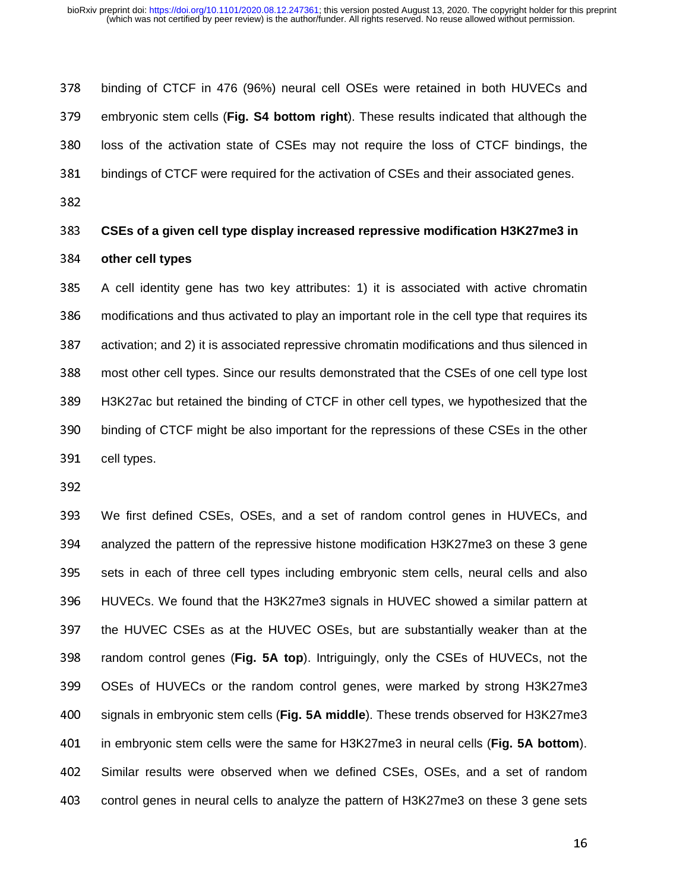binding of CTCF in 476 (96%) neural cell OSEs were retained in both HUVECs and embryonic stem cells (**Fig. S4 bottom right**). These results indicated that although the loss of the activation state of CSEs may not require the loss of CTCF bindings, the bindings of CTCF were required for the activation of CSEs and their associated genes.

## CSEs of a given cell type display increased repressive modification H3K27me3 in other cell types

A cell identity gene has two key attributes: 1) it is associated with active chromatin modifications and thus activated to play an important role in the cell type that requires its activation; and 2) it is associated repressive chromatin modifications and thus silenced in most other cell types. Since our results demonstrated that the CSEs of one cell type lost H3K27ac but retained the binding of CTCF in other cell types, we hypothesized that the binding of CTCF might be also important for the repressions of these CSEs in the other cell types.

We first defined CSEs, OSEs, and a set of random control genes in HUVECs, and analyzed the pattern of the repressive histone modification H3K27me3 on these 3 gene sets in each of three cell types including embryonic stem cells, neural cells and also HUVECs. We found that the H3K27me3 signals in HUVEC showed a similar pattern at the HUVEC CSEs as at the HUVEC OSEs, but are substantially weaker than at the random control genes (**Fig. 5A top**). Intriguingly, only the CSEs of HUVECs, not the OSEs of HUVECs or the random control genes, were marked by strong H3K27me3 signals in embryonic stem cells (**Fig. 5A middle**). These trends observed for H3K27me3 in embryonic stem cells were the same for H3K27me3 in neural cells (**Fig. 5A bottom**). Similar results were observed when we defined CSEs, OSEs, and a set of random control genes in neural cells to analyze the pattern of H3K27me3 on these 3 gene sets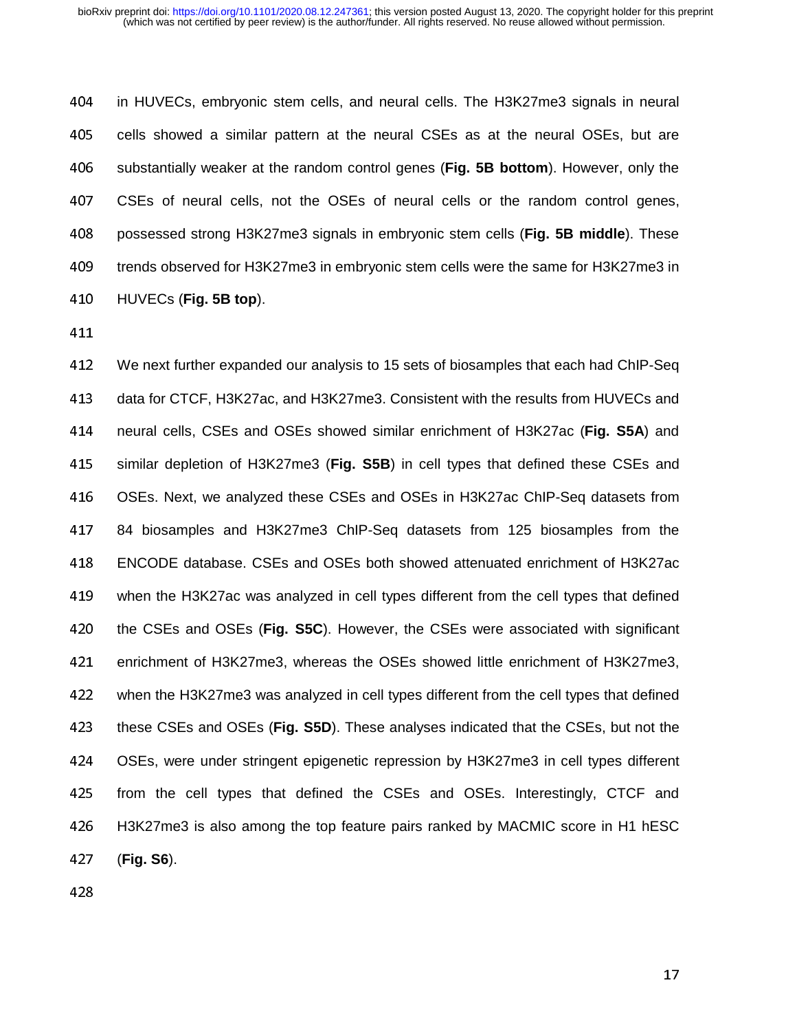in HUVECs, embryonic stem cells, and neural cells. The H3K27me3 signals in neural cells showed a similar pattern at the neural CSEs as at the neural OSEs, but are substantially weaker at the random control genes (**Fig. 5B bottom**). However, only the CSEs of neural cells, not the OSEs of neural cells or the random control genes, possessed strong H3K27me3 signals in embryonic stem cells (**Fig. 5B middle**). These trends observed for H3K27me3 in embryonic stem cells were the same for H3K27me3 in HUVECs (**Fig. 5B top**).

We next further expanded our analysis to 15 sets of biosamples that each had ChIP-Seq data for CTCF, H3K27ac, and H3K27me3. Consistent with the results from HUVECs and neural cells, CSEs and OSEs showed similar enrichment of H3K27ac (**Fig. S5A**) and similar depletion of H3K27me3 (**Fig. S5B**) in cell types that defined these CSEs and OSEs. Next, we analyzed these CSEs and OSEs in H3K27ac ChIP-Seq datasets from 84 biosamples and H3K27me3 ChIP-Seq datasets from 125 biosamples from the ENCODE database. CSEs and OSEs both showed attenuated enrichment of H3K27ac when the H3K27ac was analyzed in cell types different from the cell types that defined the CSEs and OSEs (**Fig. S5C**). However, the CSEs were associated with significant enrichment of H3K27me3, whereas the OSEs showed little enrichment of H3K27me3, when the H3K27me3 was analyzed in cell types different from the cell types that defined these CSEs and OSEs (**Fig. S5D**). These analyses indicated that the CSEs, but not the OSEs, were under stringent epigenetic repression by H3K27me3 in cell types different from the cell types that defined the CSEs and OSEs. Interestingly, CTCF and H3K27me3 is also among the top feature pairs ranked by MACMIC score in H1 hESC (**Fig. S6**).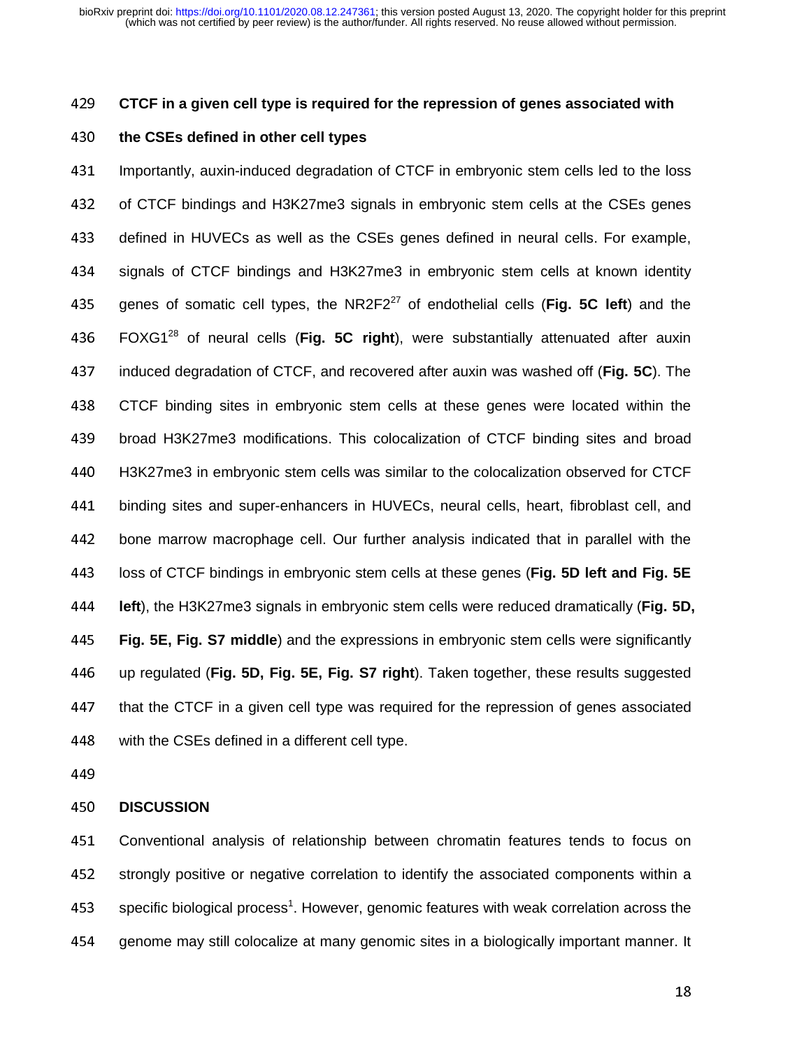### CTCF in a given cell type is required for the repression of genes associated with the CSEs defined in other cell types

Importantly, auxin-induced degradation of CTCF in embryonic stem cells led to the loss of CTCF bindings and H3K27me3 signals in embryonic stem cells at the CSEs genes defined in HUVECs as well as the CSEs genes defined in neural cells. For example, signals of CTCF bindings and H3K27me3 in embryonic stem cells at known identity genes of somatic cell types, the NR2F2[27] of endothelial cells (**Fig. 5C left**) and the FOXG1[28] of neural cells (**Fig. 5C right**), were substantially attenuated after auxin induced degradation of CTCF, and recovered after auxin was washed off (**Fig. 5C**). The CTCF binding sites in embryonic stem cells at these genes were located within the broad H3K27me3 modifications. This colocalization of CTCF binding sites and broad H3K27me3 in embryonic stem cells was similar to the colocalization observed for CTCF binding sites and super-enhancers in HUVECs, neural cells, heart, fibroblast cell, and bone marrow macrophage cell. Our further analysis indicated that in parallel with the loss of CTCF bindings in embryonic stem cells at these genes (**Fig. 5D left and Fig. 5E left**), the H3K27me3 signals in embryonic stem cells were reduced dramatically (**Fig. 5D, Fig. 5E, Fig. S7 middle**) and the expressions in embryonic stem cells were significantly up regulated (**Fig. 5D, Fig. 5E, Fig. S7 right**). Taken together, these results suggested that the CTCF in a given cell type was required for the repression of genes associated with the CSEs defined in a different cell type.

## DISCUSSION

Conventional analysis of relationship between chromatin features tends to focus on strongly positive or negative correlation to identify the associated components within a specific biological process[1]. However, genomic features with weak correlation across the genome may still colocalize at many genomic sites in a biologically important manner. It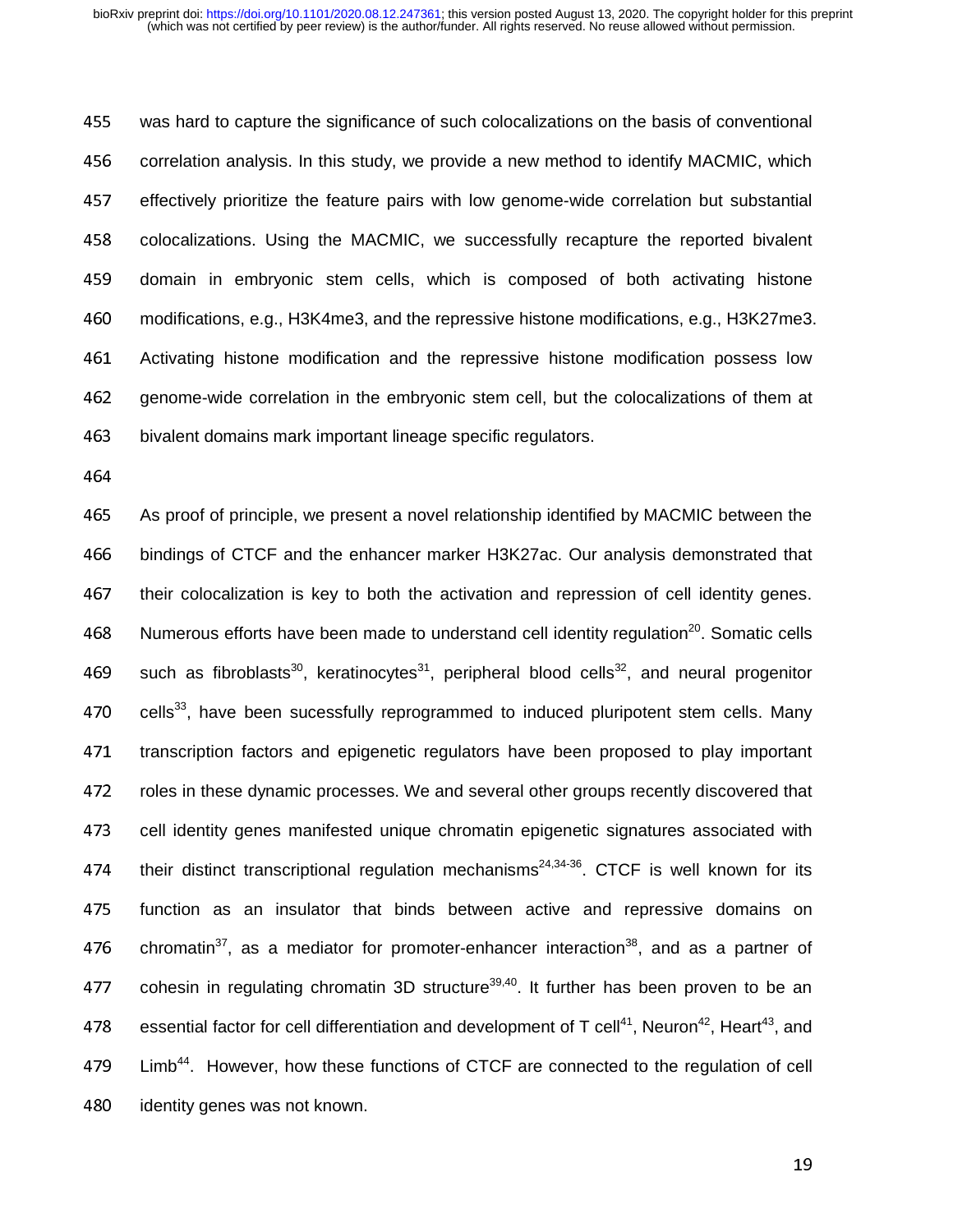was hard to capture the significance of such colocalizations on the basis of conventional correlation analysis. In this study, we provide a new method to identify MACMIC, which effectively prioritize the feature pairs with low genome-wide correlation but substantial colocalizations. Using the MACMIC, we successfully recapture the reported bivalent domain in embryonic stem cells, which is composed of both activating histone modifications, e.g., H3K4me3, and the repressive histone modifications, e.g., H3K27me3. Activating histone modification and the repressive histone modification possess low genome-wide correlation in the embryonic stem cell, but the colocalizations of them at bivalent domains mark important lineage specific regulators.

As proof of principle, we present a novel relationship identified by MACMIC between the bindings of CTCF and the enhancer marker H3K27ac. Our analysis demonstrated that their colocalization is key to both the activation and repression of cell identity genes. Numerous efforts have been made to understand cell identity regulation[20]. Somatic cells such as fibroblasts[30], keratinocytes[31], peripheral blood cells[32], and neural progenitor cells[33], have been sucessfully reprogrammed to induced pluripotent stem cells. Many transcription factors and epigenetic regulators have been proposed to play important roles in these dynamic processes. We and several other groups recently discovered that cell identity genes manifested unique chromatin epigenetic signatures associated with their distinct transcriptional regulation mechanisms[24,34-36]. CTCF is well known for its function as an insulator that binds between active and repressive domains on chromatin[37], as a mediator for promoter-enhancer interaction[38], and as a partner of cohesin in regulating chromatin 3D structure[39,40]. It further has been proven to be an essential factor for cell differentiation and development of T cell[41], Neuron[42], Heart[43], and Limb[44]. However, how these functions of CTCF are connected to the regulation of cell identity genes was not known.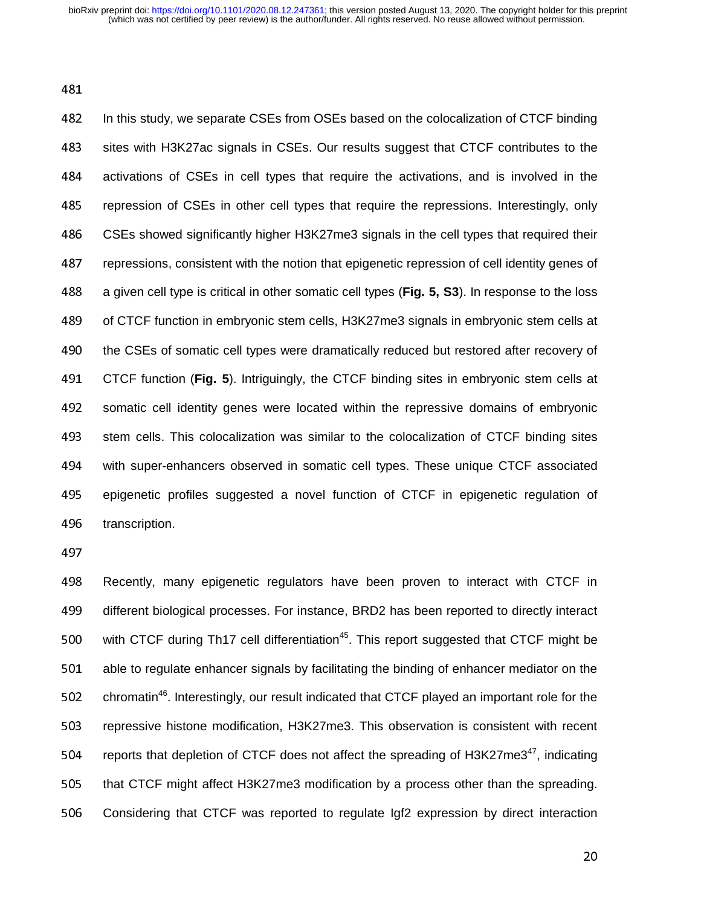In this study, we separate CSEs from OSEs based on the colocalization of CTCF binding sites with H3K27ac signals in CSEs. Our results suggest that CTCF contributes to the activations of CSEs in cell types that require the activations, and is involved in the repression of CSEs in other cell types that require the repressions. Interestingly, only CSEs showed significantly higher H3K27me3 signals in the cell types that required their repressions, consistent with the notion that epigenetic repression of cell identity genes of a given cell type is critical in other somatic cell types (**Fig. 5, S3**). In response to the loss of CTCF function in embryonic stem cells, H3K27me3 signals in embryonic stem cells at the CSEs of somatic cell types were dramatically reduced but restored after recovery of CTCF function (**Fig. 5**). Intriguingly, the CTCF binding sites in embryonic stem cells at somatic cell identity genes were located within the repressive domains of embryonic stem cells. This colocalization was similar to the colocalization of CTCF binding sites with super-enhancers observed in somatic cell types. These unique CTCF associated epigenetic profiles suggested a novel function of CTCF in epigenetic regulation of transcription.

Recently, many epigenetic regulators have been proven to interact with CTCF in different biological processes. For instance, BRD2 has been reported to directly interact with CTCF during Th17 cell differentiation[45]. This report suggested that CTCF might be able to regulate enhancer signals by facilitating the binding of enhancer mediator on the chromatin[46]. Interestingly, our result indicated that CTCF played an important role for the repressive histone modification, H3K27me3. This observation is consistent with recent reports that depletion of CTCF does not affect the spreading of H3K27me3[47], indicating that CTCF might affect H3K27me3 modification by a process other than the spreading. Considering that CTCF was reported to regulate Igf2 expression by direct interaction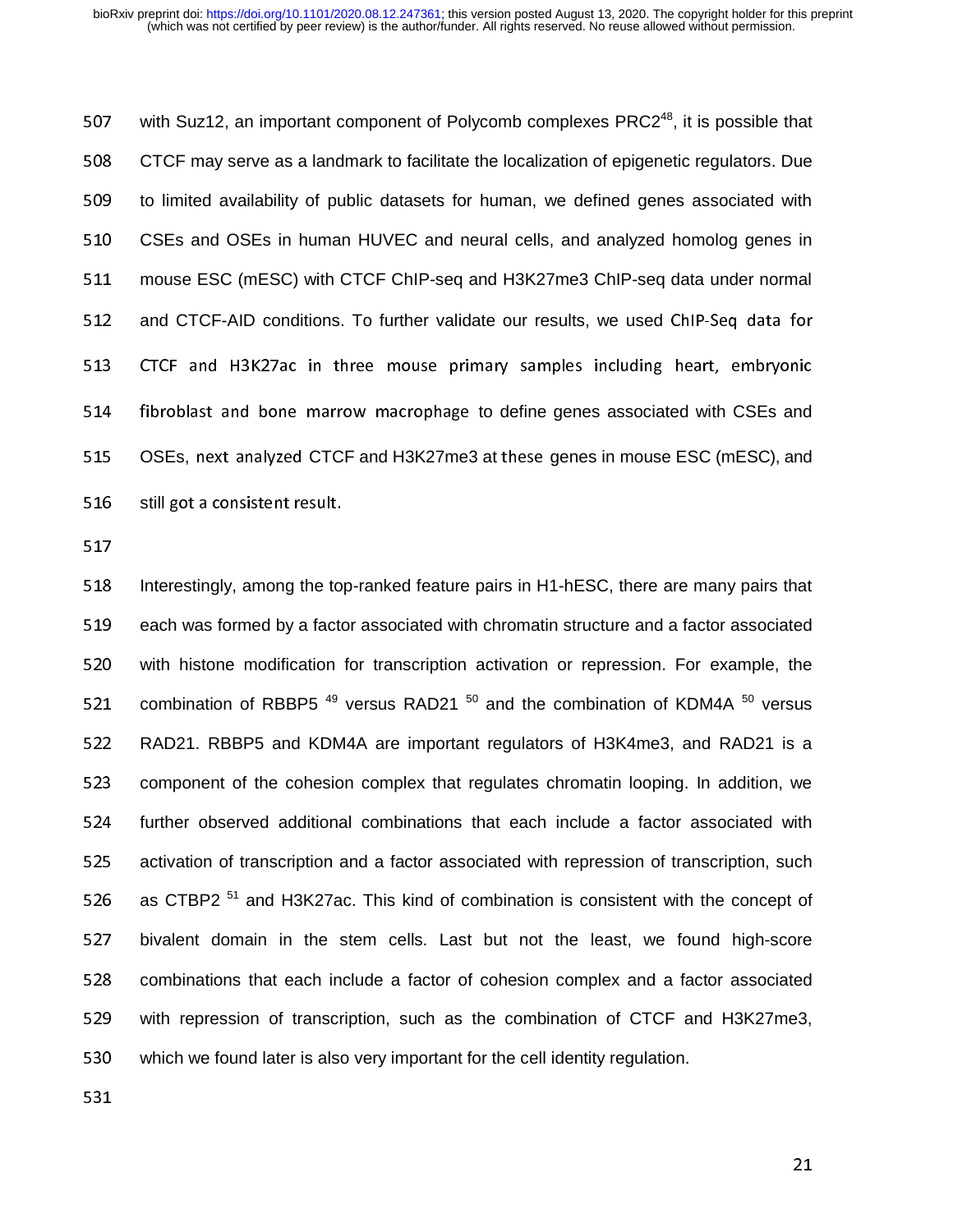with Suz12, an important component of Polycomb complexes PRC2[48], it is possible that CTCF may serve as a landmark to facilitate the localization of epigenetic regulators. Due to limited availability of public datasets for human, we defined genes associated with CSEs and OSEs in human HUVEC and neural cells, and analyzed homolog genes in mouse ESC (mESC) with CTCF ChIP-seq and H3K27me3 ChIP-seq data under normal and CTCF-AID conditions. To further validate our results, we used ChIP-Seq data for CTCF and H3K27ac in three mouse primary samples including heart, embryonic fibroblast and bone marrow macrophage to define genes associated with CSEs and OSEs, next analyzed CTCF and H3K27me3 at these genes in mouse ESC (mESC), and still got a consistent result.

Interestingly, among the top-ranked feature pairs in H1-hESC, there are many pairs that each was formed by a factor associated with chromatin structure and a factor associated with histone modification for transcription activation or repression. For example, the combination of RBBP5 [49] versus RAD21 [50] and the combination of KDM4A [50] versus RAD21. RBBP5 and KDM4A are important regulators of H3K4me3, and RAD21 is a component of the cohesion complex that regulates chromatin looping. In addition, we further observed additional combinations that each include a factor associated with activation of transcription and a factor associated with repression of transcription, such as CTBP2 [51] and H3K27ac. This kind of combination is consistent with the concept of bivalent domain in the stem cells. Last but not the least, we found high-score combinations that each include a factor of cohesion complex and a factor associated with repression of transcription, such as the combination of CTCF and H3K27me3, which we found later is also very important for the cell identity regulation.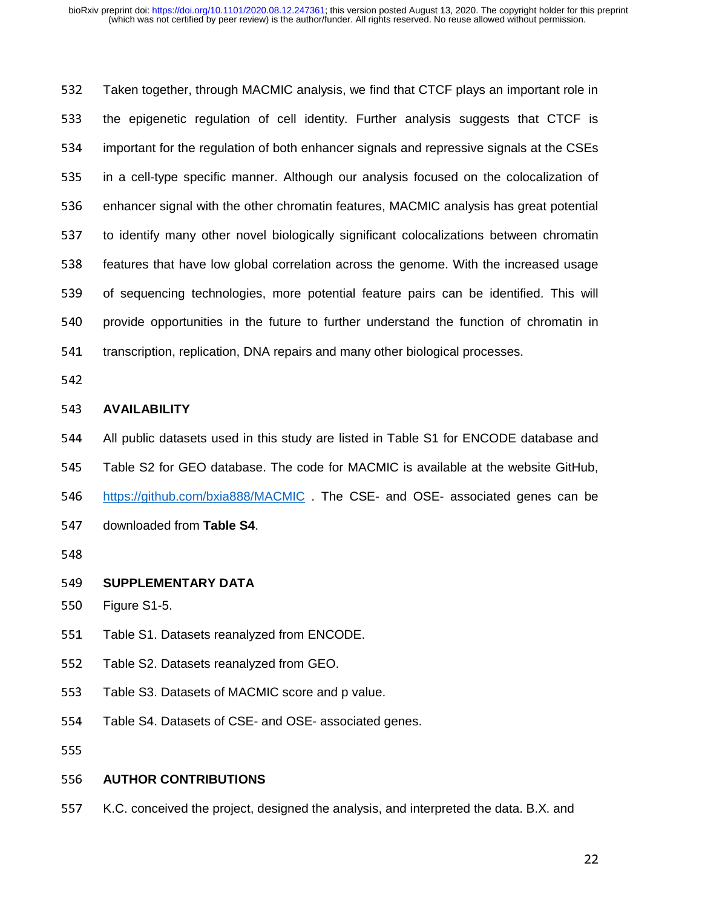Taken together, through MACMIC analysis, we find that CTCF plays an important role in the epigenetic regulation of cell identity. Further analysis suggests that CTCF is important for the regulation of both enhancer signals and repressive signals at the CSEs in a cell-type specific manner. Although our analysis focused on the colocalization of enhancer signal with the other chromatin features, MACMIC analysis has great potential to identify many other novel biologically significant colocalizations between chromatin features that have low global correlation across the genome. With the increased usage of sequencing technologies, more potential feature pairs can be identified. This will provide opportunities in the future to further understand the function of chromatin in transcription, replication, DNA repairs and many other biological processes.

## AVAILABILITY

All public datasets used in this study are listed in Table S1 for ENCODE database and Table S2 for GEO database. The code for MACMIC is available at the website GitHub, https://github.com/bxia888/MACMIC . The CSE- and OSE- associated genes can be downloaded from **Table S4**.

## SUPPLEMENTARY DATA

Figure S1-5.

Table S1. Datasets reanalyzed from ENCODE.

Table S2. Datasets reanalyzed from GEO.

Table S3. Datasets of MACMIC score and p value.

Table S4. Datasets of CSE- and OSE- associated genes.

## AUTHOR CONTRIBUTIONS

K.C. conceived the project, designed the analysis, and interpreted the data. B.X. and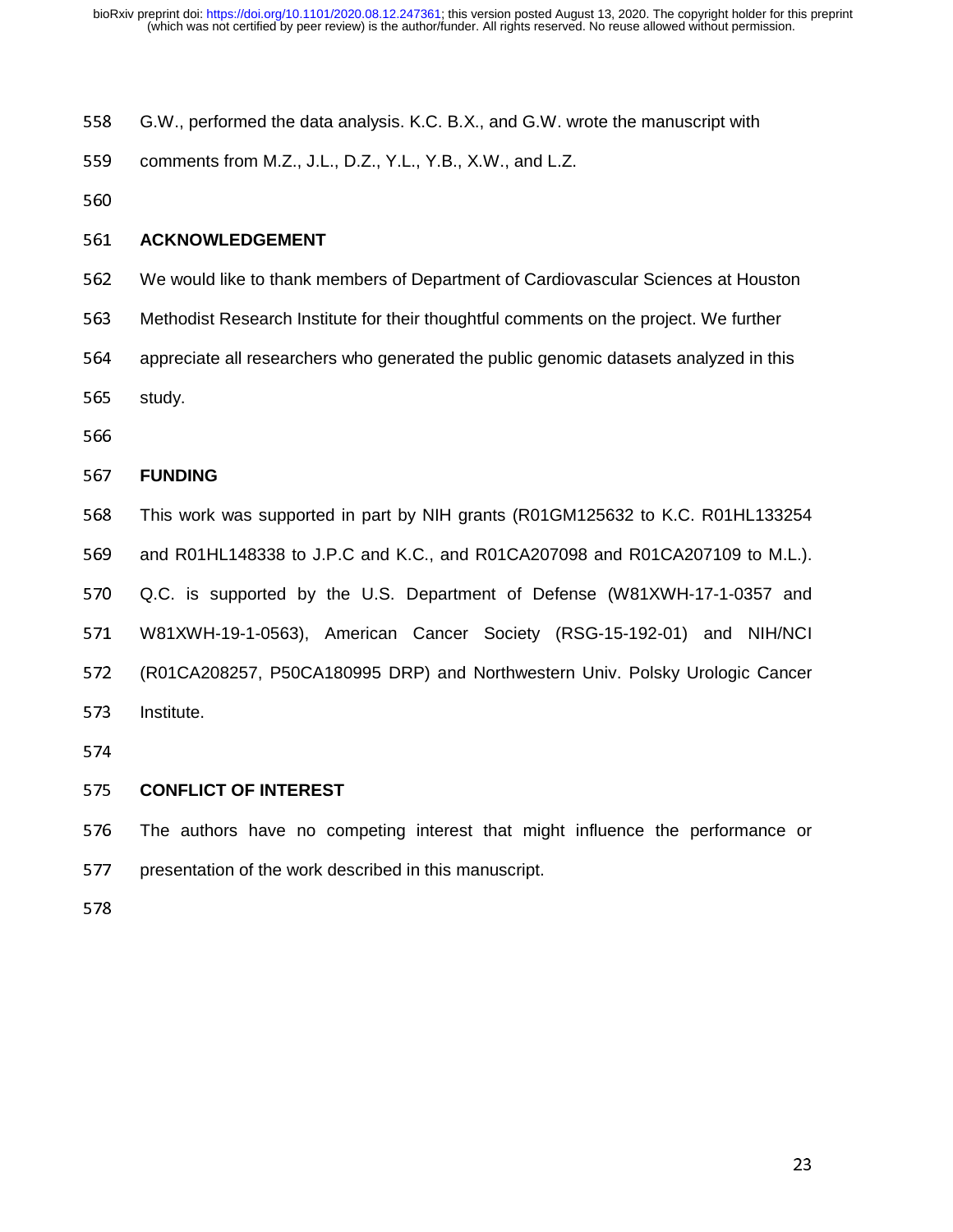G.W., performed the data analysis. K.C. B.X., and G.W. wrote the manuscript with comments from M.Z., J.L., D.Z., Y.L., Y.B., X.W., and L.Z.

## ACKNOWLEDGEMENT

We would like to thank members of Department of Cardiovascular Sciences at Houston Methodist Research Institute for their thoughtful comments on the project. We further appreciate all researchers who generated the public genomic datasets analyzed in this study.

## FUNDING

This work was supported in part by NIH grants (R01GM125632 to K.C. R01HL133254 and R01HL148338 to J.P.C and K.C., and R01CA207098 and R01CA207109 to M.L.). Q.C. is supported by the U.S. Department of Defense (W81XWH-17-1-0357 and W81XWH-19-1-0563), American Cancer Society (RSG-15-192-01) and NIH/NCI (R01CA208257, P50CA180995 DRP) and Northwestern Univ. Polsky Urologic Cancer Institute.

## CONFLICT OF INTEREST

The authors have no competing interest that might influence the performance or presentation of the work described in this manuscript.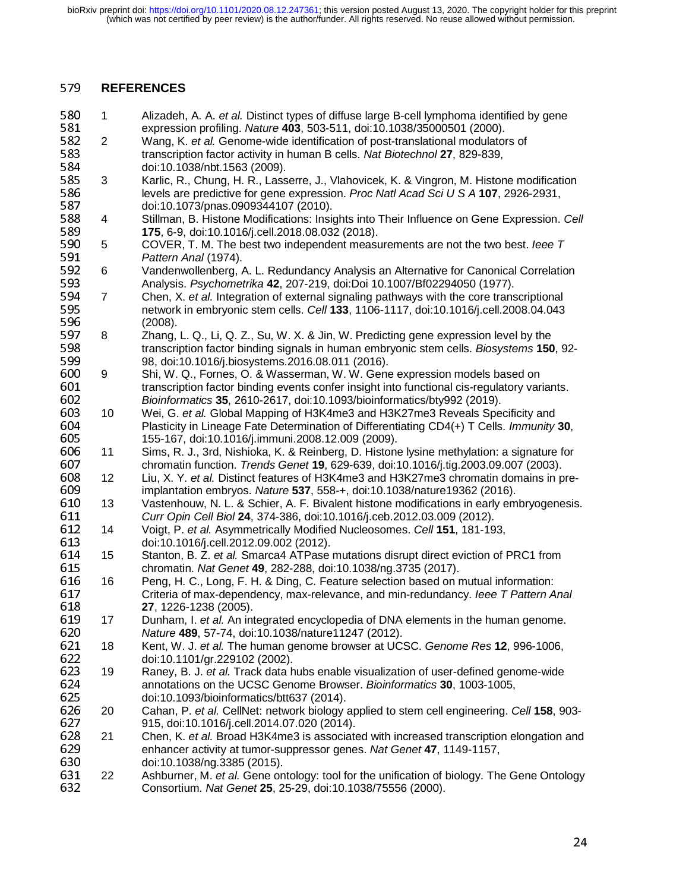# REFERENCES

1. Alizadeh, A. A. *et al.* Distinct types of diffuse large B-cell lymphoma identified by gene expression profiling. *Nature* **403**, 503-511, doi:10.1038/35000501 (2000).
2. Wang, K. *et al.* Genome-wide identification of post-translational modulators of transcription factor activity in human B cells. *Nat Biotechnol* **27**, 829-839, doi:10.1038/nbt.1563 (2009).
3. Karlic, R., Chung, H. R., Lasserre, J., Vlahovicek, K. & Vingron, M. Histone modification levels are predictive for gene expression. *Proc Natl Acad Sci U S A* **107**, 2926-2931, doi:10.1073/pnas.0909344107 (2010).
4. Stillman, B. Histone Modifications: Insights into Their Influence on Gene Expression. *Cell* **175**, 6-9, doi:10.1016/j.cell.2018.08.032 (2018).
5. COVER, T. M. The best two independent measurements are not the two best. *Ieee T Pattern Anal* (1974).
6. Vandenwollenberg, A. L. Redundancy Analysis an Alternative for Canonical Correlation Analysis. *Psychometrika* **42**, 207-219, doi:Doi 10.1007/Bf02294050 (1977).
7. Chen, X. *et al.* Integration of external signaling pathways with the core transcriptional network in embryonic stem cells. *Cell* **133**, 1106-1117, doi:10.1016/j.cell.2008.04.043 (2008).
8. Zhang, L. Q., Li, Q. Z., Su, W. X. & Jin, W. Predicting gene expression level by the transcription factor binding signals in human embryonic stem cells. *Biosystems* **150**, 92-98, doi:10.1016/j.biosystems.2016.08.011 (2016).
9. Shi, W. Q., Fornes, O. & Wasserman, W. W. Gene expression models based on transcription factor binding events confer insight into functional cis-regulatory variants. *Bioinformatics* **35**, 2610-2617, doi:10.1093/bioinformatics/bty992 (2019).
10. Wei, G. *et al.* Global Mapping of H3K4me3 and H3K27me3 Reveals Specificity and Plasticity in Lineage Fate Determination of Differentiating CD4(+) T Cells. *Immunity* **30**, 155-167, doi:10.1016/j.immuni.2008.12.009 (2009).
11. Sims, R. J., 3rd, Nishioka, K. & Reinberg, D. Histone lysine methylation: a signature for chromatin function. *Trends Genet* **19**, 629-639, doi:10.1016/j.tig.2003.09.007 (2003).
12. Liu, X. Y. *et al.* Distinct features of H3K4me3 and H3K27me3 chromatin domains in pre-implantation embryos. *Nature* **537**, 558-+, doi:10.1038/nature19362 (2016).
13. Vastenhouw, N. L. & Schier, A. F. Bivalent histone modifications in early embryogenesis. *Curr Opin Cell Biol* **24**, 374-386, doi:10.1016/j.ceb.2012.03.009 (2012).
14. Voigt, P. *et al.* Asymmetrically Modified Nucleosomes. *Cell* **151**, 181-193, doi:10.1016/j.cell.2012.09.002 (2012).
15. Stanton, B. Z. *et al.* Smarca4 ATPase mutations disrupt direct eviction of PRC1 from chromatin. *Nat Genet* **49**, 282-288, doi:10.1038/ng.3735 (2017).
16. Peng, H. C., Long, F. H. & Ding, C. Feature selection based on mutual information: Criteria of max-dependency, max-relevance, and min-redundancy. *Ieee T Pattern Anal* **27**, 1226-1238 (2005).
17. Dunham, I. *et al.* An integrated encyclopedia of DNA elements in the human genome. *Nature* **489**, 57-74, doi:10.1038/nature11247 (2012).
18. Kent, W. J. *et al.* The human genome browser at UCSC. *Genome Res* **12**, 996-1006, doi:10.1101/gr.229102 (2002).
19. Raney, B. J. *et al.* Track data hubs enable visualization of user-defined genome-wide annotations on the UCSC Genome Browser. *Bioinformatics* **30**, 1003-1005, doi:10.1093/bioinformatics/btt637 (2014).
20. Cahan, P. *et al.* CellNet: network biology applied to stem cell engineering. *Cell* **158**, 903-915, doi:10.1016/j.cell.2014.07.020 (2014).
21. Chen, K. *et al.* Broad H3K4me3 is associated with increased transcription elongation and enhancer activity at tumor-suppressor genes. *Nat Genet* **47**, 1149-1157, doi:10.1038/ng.3385 (2015).
22. Ashburner, M. *et al.* Gene ontology: tool for the unification of biology. The Gene Ontology Consortium. *Nat Genet* **25**, 25-29, doi:10.1038/75556 (2000).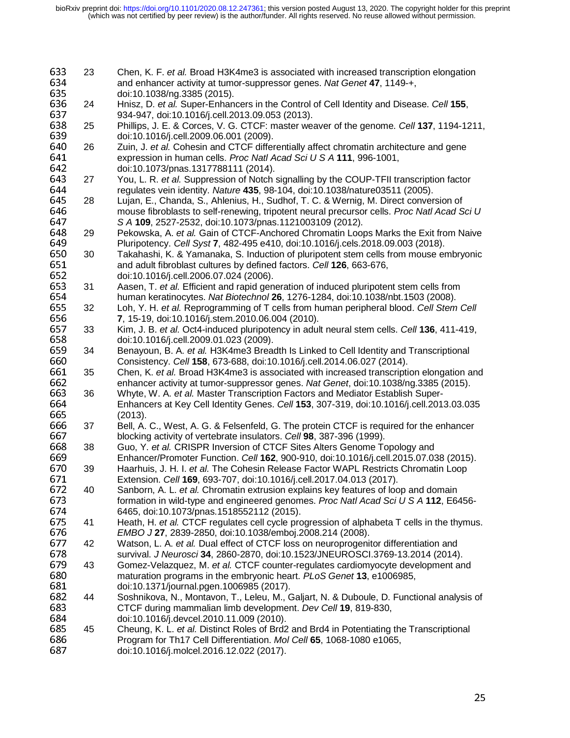23 Chen, K. F. *et al.* Broad H3K4me3 is associated with increased transcription elongation and enhancer activity at tumor-suppressor genes. *Nat Genet* **47**, 1149-+, doi:10.1038/ng.3385 (2015).

24 Hnisz, D. *et al.* Super-Enhancers in the Control of Cell Identity and Disease. *Cell* **155**, 934-947, doi:10.1016/j.cell.2013.09.053 (2013).

25 Phillips, J. E. & Corces, V. G. CTCF: master weaver of the genome. *Cell* **137**, 1194-1211, doi:10.1016/j.cell.2009.06.001 (2009).

26 Zuin, J. *et al.* Cohesin and CTCF differentially affect chromatin architecture and gene expression in human cells. *Proc Natl Acad Sci U S A* **111**, 996-1001, doi:10.1073/pnas.1317788111 (2014).

27 You, L. R. *et al.* Suppression of Notch signalling by the COUP-TFII transcription factor regulates vein identity. *Nature* **435**, 98-104, doi:10.1038/nature03511 (2005).

28 Lujan, E., Chanda, S., Ahlenius, H., Sudhof, T. C. & Wernig, M. Direct conversion of mouse fibroblasts to self-renewing, tripotent neural precursor cells. *Proc Natl Acad Sci U S A* **109**, 2527-2532, doi:10.1073/pnas.1121003109 (2012).

29 Pekowska, A. *et al.* Gain of CTCF-Anchored Chromatin Loops Marks the Exit from Naive Pluripotency. *Cell Syst* **7**, 482-495 e410, doi:10.1016/j.cels.2018.09.003 (2018).

30 Takahashi, K. & Yamanaka, S. Induction of pluripotent stem cells from mouse embryonic and adult fibroblast cultures by defined factors. *Cell* **126**, 663-676, doi:10.1016/j.cell.2006.07.024 (2006).

31 Aasen, T. *et al.* Efficient and rapid generation of induced pluripotent stem cells from human keratinocytes. *Nat Biotechnol* **26**, 1276-1284, doi:10.1038/nbt.1503 (2008).

32 Loh, Y. H. *et al.* Reprogramming of T cells from human peripheral blood. *Cell Stem Cell* **7**, 15-19, doi:10.1016/j.stem.2010.06.004 (2010).

33 Kim, J. B. *et al.* Oct4-induced pluripotency in adult neural stem cells. *Cell* **136**, 411-419, doi:10.1016/j.cell.2009.01.023 (2009).

34 Benayoun, B. A. *et al.* H3K4me3 Breadth Is Linked to Cell Identity and Transcriptional Consistency. *Cell* **158**, 673-688, doi:10.1016/j.cell.2014.06.027 (2014).

35 Chen, K. *et al.* Broad H3K4me3 is associated with increased transcription elongation and enhancer activity at tumor-suppressor genes. *Nat Genet*, doi:10.1038/ng.3385 (2015).

36 Whyte, W. A. *et al.* Master Transcription Factors and Mediator Establish Super-Enhancers at Key Cell Identity Genes. *Cell* **153**, 307-319, doi:10.1016/j.cell.2013.03.035 (2013).

37 Bell, A. C., West, A. G. & Felsenfeld, G. The protein CTCF is required for the enhancer blocking activity of vertebrate insulators. *Cell* **98**, 387-396 (1999).

38 Guo, Y. *et al.* CRISPR Inversion of CTCF Sites Alters Genome Topology and Enhancer/Promoter Function. *Cell* **162**, 900-910, doi:10.1016/j.cell.2015.07.038 (2015).

39 Haarhuis, J. H. I. *et al.* The Cohesin Release Factor WAPL Restricts Chromatin Loop Extension. *Cell* **169**, 693-707, doi:10.1016/j.cell.2017.04.013 (2017).

40 Sanborn, A. L. *et al.* Chromatin extrusion explains key features of loop and domain formation in wild-type and engineered genomes. *Proc Natl Acad Sci U S A* **112**, E6456-6465, doi:10.1073/pnas.1518552112 (2015).

41 Heath, H. *et al.* CTCF regulates cell cycle progression of alphabeta T cells in the thymus. *EMBO J* **27**, 2839-2850, doi:10.1038/emboj.2008.214 (2008).

42 Watson, L. A. *et al.* Dual effect of CTCF loss on neuroprogenitor differentiation and survival. *J Neurosci* **34**, 2860-2870, doi:10.1523/JNEUROSCI.3769-13.2014 (2014).

43 Gomez-Velazquez, M. *et al.* CTCF counter-regulates cardiomyocyte development and maturation programs in the embryonic heart. *PLoS Genet* **13**, e1006985, doi:10.1371/journal.pgen.1006985 (2017).

44 Soshnikova, N., Montavon, T., Leleu, M., Galjart, N. & Duboule, D. Functional analysis of CTCF during mammalian limb development. *Dev Cell* **19**, 819-830, doi:10.1016/j.devcel.2010.11.009 (2010).

45 Cheung, K. L. *et al.* Distinct Roles of Brd2 and Brd4 in Potentiating the Transcriptional Program for Th17 Cell Differentiation. *Mol Cell* **65**, 1068-1080 e1065, doi:10.1016/j.molcel.2016.12.022 (2017).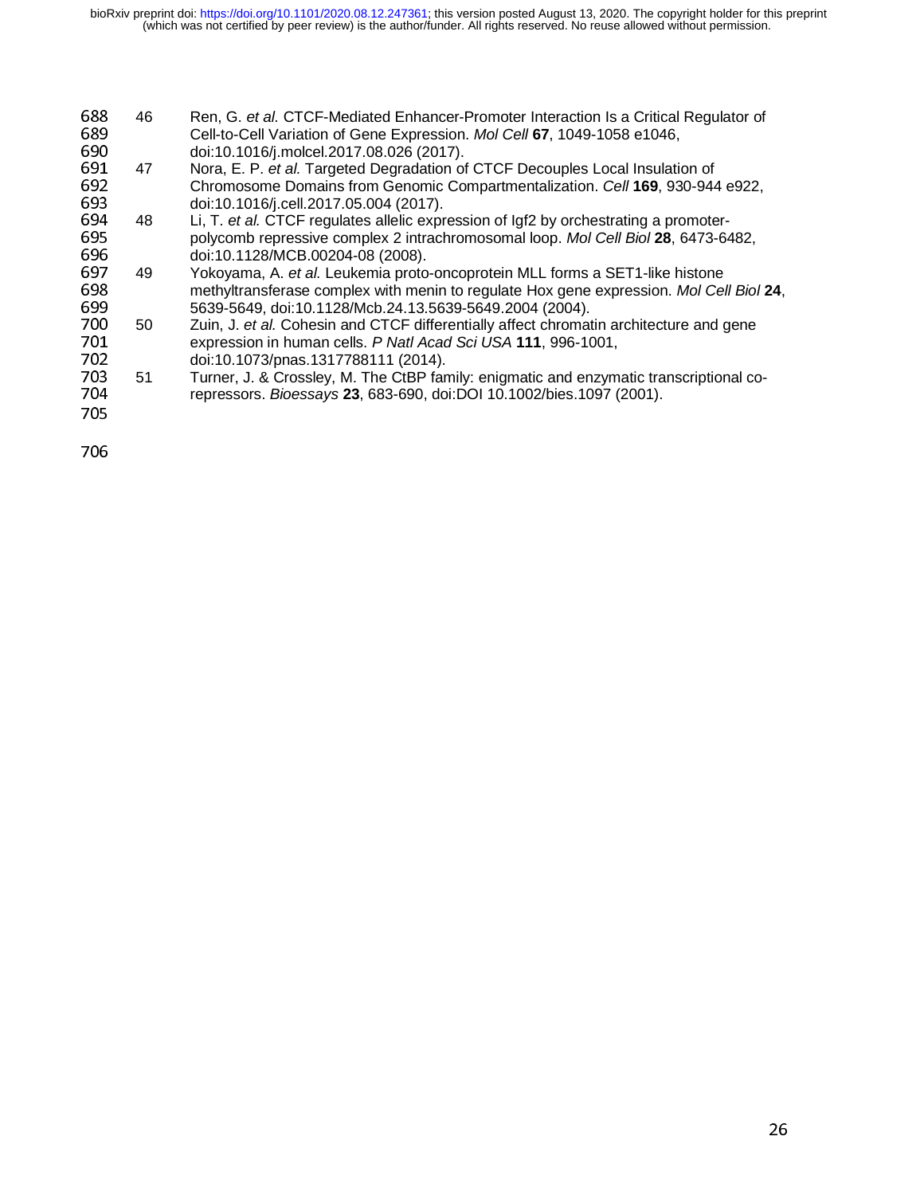46 Ren, G. *et al.* CTCF-Mediated Enhancer-Promoter Interaction Is a Critical Regulator of Cell-to-Cell Variation of Gene Expression. *Mol Cell* **67**, 1049-1058 e1046, doi:10.1016/j.molcel.2017.08.026 (2017).

47 Nora, E. P. *et al.* Targeted Degradation of CTCF Decouples Local Insulation of Chromosome Domains from Genomic Compartmentalization. *Cell* **169**, 930-944 e922, doi:10.1016/j.cell.2017.05.004 (2017).

48 Li, T. *et al.* CTCF regulates allelic expression of Igf2 by orchestrating a promoter-polycomb repressive complex 2 intrachromosomal loop. *Mol Cell Biol* **28**, 6473-6482, doi:10.1128/MCB.00204-08 (2008).

49 Yokoyama, A. *et al.* Leukemia proto-oncoprotein MLL forms a SET1-like histone methyltransferase complex with menin to regulate Hox gene expression. *Mol Cell Biol* **24**, 5639-5649, doi:10.1128/Mcb.24.13.5639-5649.2004 (2004).

50 Zuin, J. *et al.* Cohesin and CTCF differentially affect chromatin architecture and gene expression in human cells. *P Natl Acad Sci USA* **111**, 996-1001, doi:10.1073/pnas.1317788111 (2014).

51 Turner, J. & Crossley, M. The CtBP family: enigmatic and enzymatic transcriptional co-repressors. *Bioessays* **23**, 683-690, doi:DOI 10.1002/bies.1097 (2001).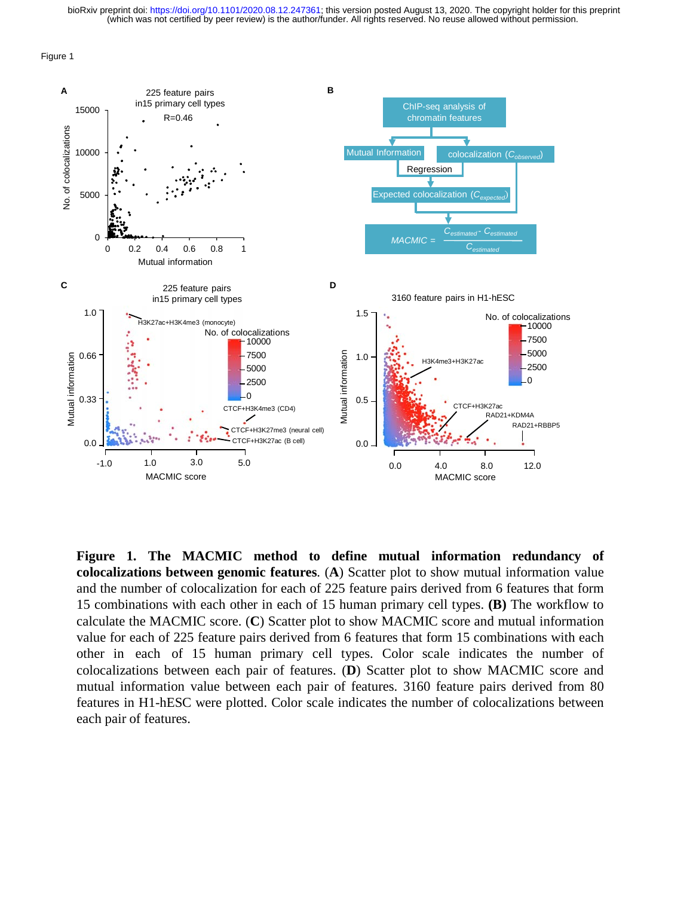Figure 1

**Figure 1. The MACMIC method to define mutual information redundancy of colocalizations between genomic features**. (**A**) Scatter plot to show mutual information value and the number of colocalization for each of 225 feature pairs derived from 6 features that form 15 combinations with each other in each of 15 human primary cell types. **(B)** The workflow to calculate the MACMIC score. (**C**) Scatter plot to show MACMIC score and mutual information value for each of 225 feature pairs derived from 6 features that form 15 combinations with each other in each of 15 human primary cell types. Color scale indicates the number of colocalizations between each pair of features. (**D**) Scatter plot to show MACMIC score and mutual information value between each pair of features. 3160 feature pairs derived from 80 features in H1-hESC were plotted. Color scale indicates the number of colocalizations between each pair of features.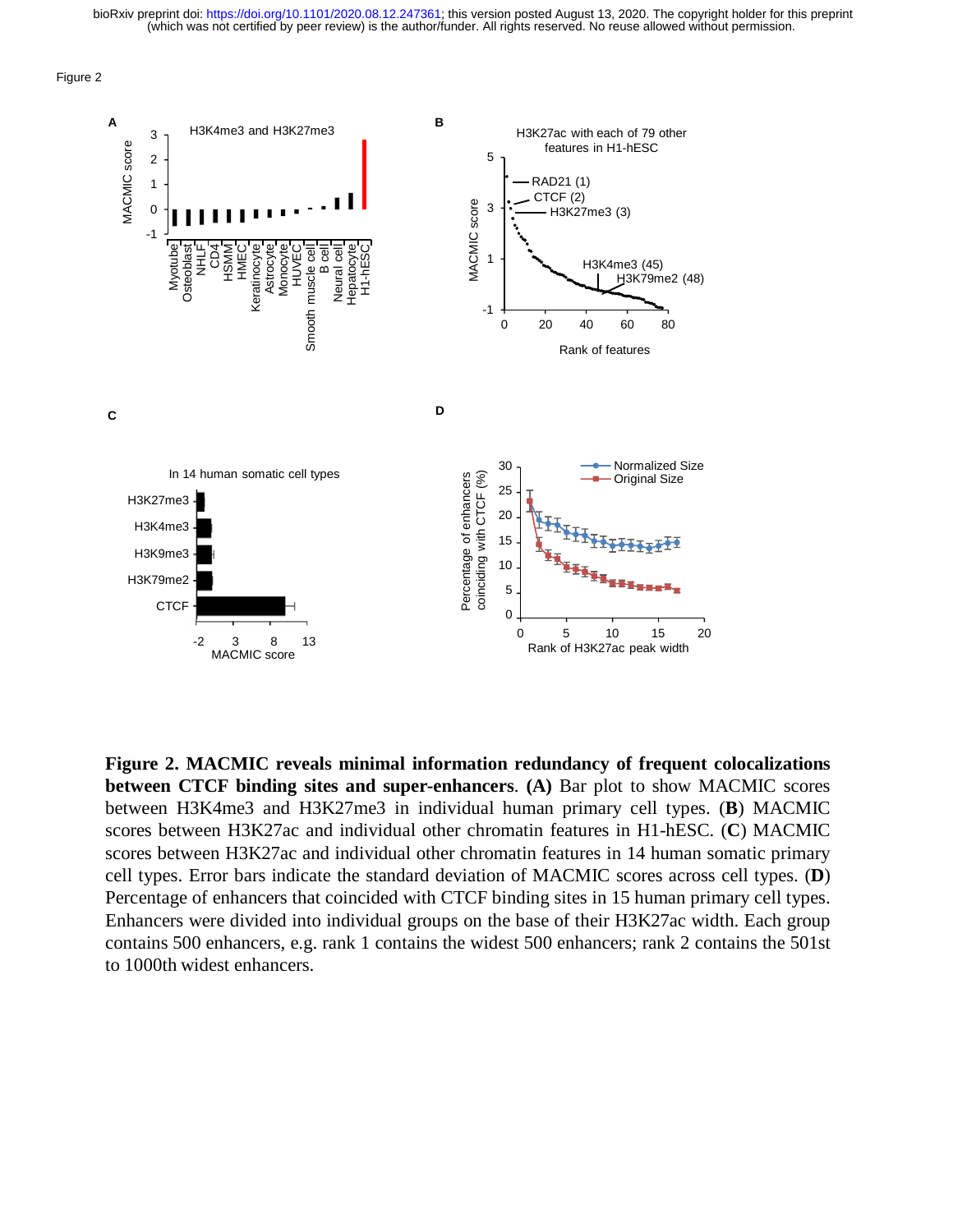Figure 2

**Figure 2. MACMIC reveals minimal information redundancy of frequent colocalizations between CTCF binding sites and super-enhancers**. **(A)** Bar plot to show MACMIC scores between H3K4me3 and H3K27me3 in individual human primary cell types. (**B**) MACMIC scores between H3K27ac and individual other chromatin features in H1-hESC. (**C**) MACMIC scores between H3K27ac and individual other chromatin features in 14 human somatic primary cell types. Error bars indicate the standard deviation of MACMIC scores across cell types. (**D**) Percentage of enhancers that coincided with CTCF binding sites in 15 human primary cell types. Enhancers were divided into individual groups on the base of their H3K27ac width. Each group contains 500 enhancers, e.g. rank 1 contains the widest 500 enhancers; rank 2 contains the 501st to 1000th widest enhancers.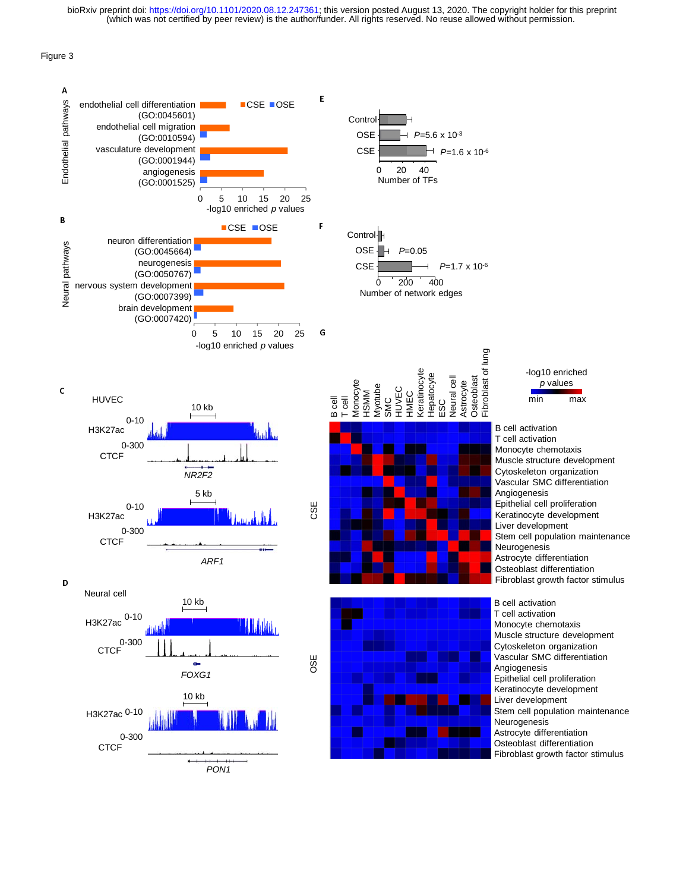Figure 3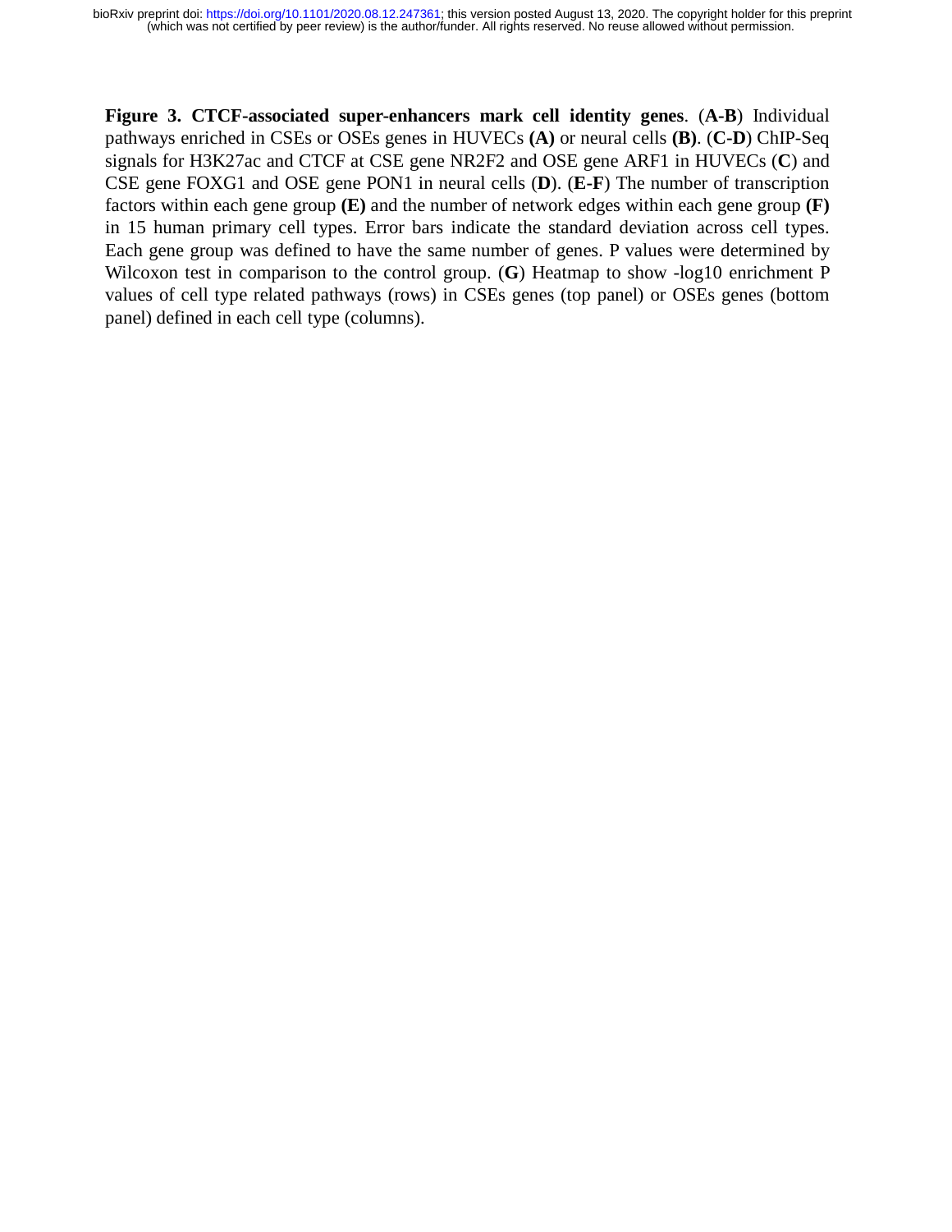**Figure 3. CTCF-associated super-enhancers mark cell identity genes**. (**A-B**) Individual pathways enriched in CSEs or OSEs genes in HUVECs **(A)** or neural cells **(B)**. (**C-D**) ChIP-Seq signals for H3K27ac and CTCF at CSE gene NR2F2 and OSE gene ARF1 in HUVECs (**C**) and CSE gene FOXG1 and OSE gene PON1 in neural cells (**D**). (**E-F**) The number of transcription factors within each gene group **(E)** and the number of network edges within each gene group **(F)** in 15 human primary cell types. Error bars indicate the standard deviation across cell types. Each gene group was defined to have the same number of genes. P values were determined by Wilcoxon test in comparison to the control group. (**G**) Heatmap to show -log10 enrichment P values of cell type related pathways (rows) in CSEs genes (top panel) or OSEs genes (bottom panel) defined in each cell type (columns).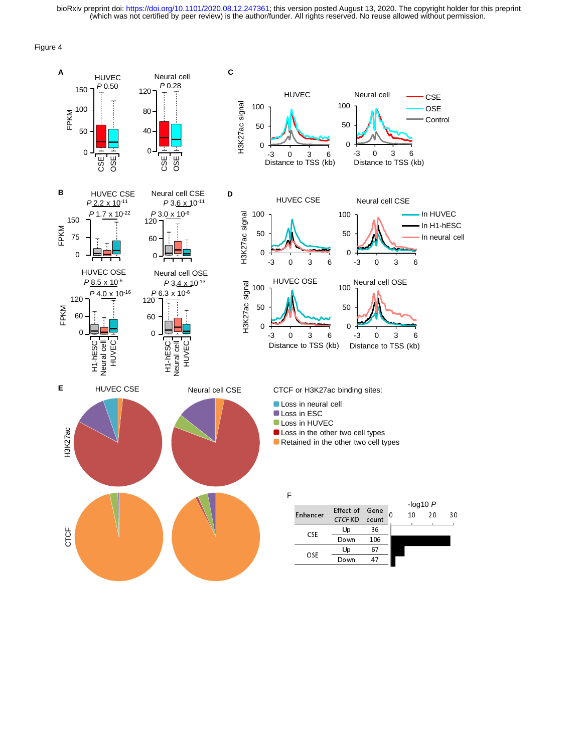Figure 4

| Enhancer | Effect of *CTCF* KD | Gene count |
|---|---|---|
| CSE | Up | 36 |
| | Down | 106 |
| OSE | Up | 67 |
| | Down | 47 |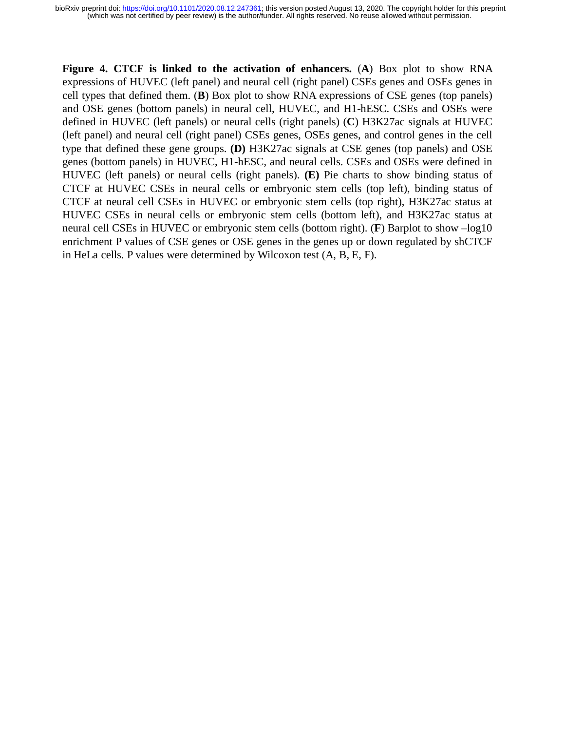**Figure 4. CTCF is linked to the activation of enhancers.** (**A**) Box plot to show RNA expressions of HUVEC (left panel) and neural cell (right panel) CSEs genes and OSEs genes in cell types that defined them. (**B**) Box plot to show RNA expressions of CSE genes (top panels) and OSE genes (bottom panels) in neural cell, HUVEC, and H1-hESC. CSEs and OSEs were defined in HUVEC (left panels) or neural cells (right panels) (**C**) H3K27ac signals at HUVEC (left panel) and neural cell (right panel) CSEs genes, OSEs genes, and control genes in the cell type that defined these gene groups. **(D)** H3K27ac signals at CSE genes (top panels) and OSE genes (bottom panels) in HUVEC, H1-hESC, and neural cells. CSEs and OSEs were defined in HUVEC (left panels) or neural cells (right panels). **(E)** Pie charts to show binding status of CTCF at HUVEC CSEs in neural cells or embryonic stem cells (top left), binding status of CTCF at neural cell CSEs in HUVEC or embryonic stem cells (top right), H3K27ac status at HUVEC CSEs in neural cells or embryonic stem cells (bottom left), and H3K27ac status at neural cell CSEs in HUVEC or embryonic stem cells (bottom right). (**F**) Barplot to show –log10 enrichment P values of CSE genes or OSE genes in the genes up or down regulated by shCTCF in HeLa cells. P values were determined by Wilcoxon test (A, B, E, F).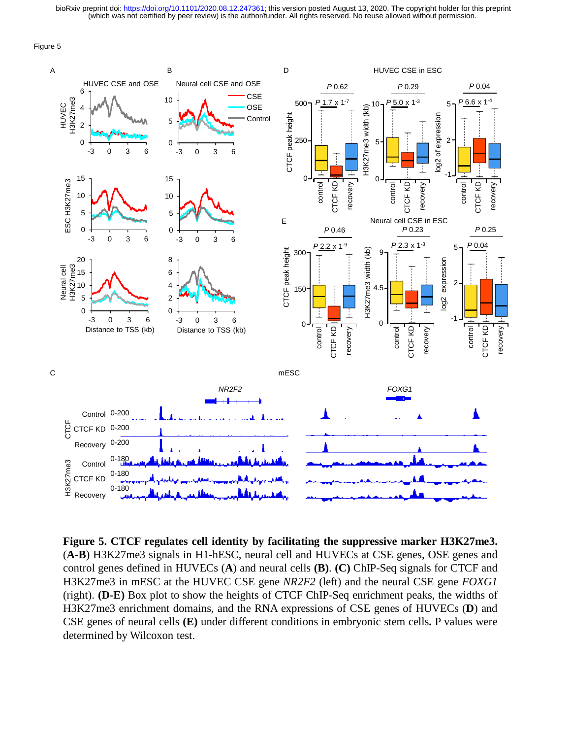Figure 5

A

HUVEC CSE and OSE

HUVEC H3K27me3

ESC H3K27me3

Neural cell H3K27me3

Distance to TSS (kb)

B

Neural cell CSE and OSE

CSE

OSE

Control

Distance to TSS (kb)

C

mESC

NR2F2

FOXG1

CTCF: Control 0-200, CTCF KD 0-200, Recovery 0-200

H3K27me3: Control 0-180, CTCF KD 0-180, Recovery 0-180

D

HUVEC CSE in ESC

CTCF peak height: P 0.62; P 1.7 x 1-7

H3K27me3 width (kb): P 0.29; P 5.0 x 1-3

log2 of expression: P 0.04; P 6.6 x 1-4

control, CTCF KD, recovery

E

Neural cell CSE in ESC

CTCF peak height: P 0.46; P 2.2 x 1-9

H3K27me3 width (kb): P 0.23; P 2.3 x 1-3

log2 expression: P 0.25; P 0.04

control, CTCF KD, recovery

**Figure 5. CTCF regulates cell identity by facilitating the suppressive marker H3K27me3.** (**A-B**) H3K27me3 signals in H1-hESC, neural cell and HUVECs at CSE genes, OSE genes and control genes defined in HUVECs (**A**) and neural cells **(B)**. **(C)** ChIP-Seq signals for CTCF and H3K27me3 in mESC at the HUVEC CSE gene *NR2F2* (left) and the neural CSE gene *FOXG1* (right). **(D-E)** Box plot to show the heights of CTCF ChIP-Seq enrichment peaks, the widths of H3K27me3 enrichment domains, and the RNA expressions of CSE genes of HUVECs (**D**) and CSE genes of neural cells **(E)** under different conditions in embryonic stem cells**.** P values were determined by Wilcoxon test.